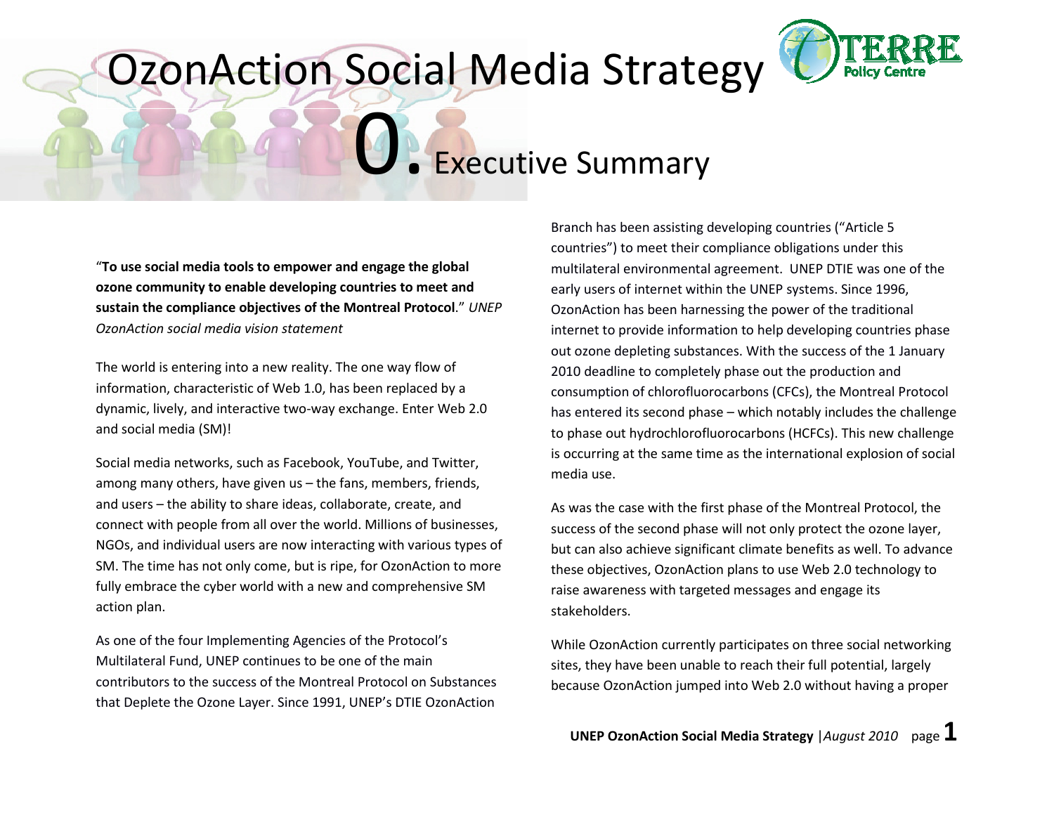# OzonAction Social Media Strategy

## 0. Executive Summary

"**To use social media tools to empower and engage the global ozone community to enable developing countries to meet and sustain the compliance objectives of the Montreal Protocol**." *UNEP OzonAction social media vision statement*

The world is entering into a new reality. The one way flow of information, characteristic of Web 1.0, has been replaced by a dynamic, lively, and interactive two-way exchange. Enter Web 2.0 and social media (SM)!

Social media networks, such as Facebook, YouTube, and Twitter, among many others, have given us – the fans, members, friends, and users – the ability to share ideas, collaborate, create, and connect with people from all over the world. Millions of businesses, NGOs, and individual users are now interacting with various types of SM. The time has not only come, but is ripe, for OzonAction to more fully embrace the cyber world with a new and comprehensive SM action plan.

As one of the four Implementing Agencies of the Protocol's Multilateral Fund, UNEP continues to be one of the main contributors to the success of the Montreal Protocol on Substances that Deplete the Ozone Layer. Since 1991, UNEP's DTIE OzonAction Branch has been assisting developing countries ("Article 5 countries") to meet their compliance obligations under this multilateral environmental agreement. UNEP DTIE was one of the early users of internet within the UNEP systems. Since 1996, OzonAction has been harnessing the power of the traditional internet to provide information to help developing countries phase out ozone depleting substances. With the success of the 1 January 2010 deadline to completely phase out the production and consumption of chlorofluorocarbons (CFCs), the Montreal Protocol has entered its second phase – which notably includes the challenge to phase out hydrochlorofluorocarbons (HCFCs). This new challenge is occurring at the same time as the international explosion of social media use.

As was the case with the first phase of the Montreal Protocol, the success of the second phase will not only protect the ozone layer, but can also achieve significant climate benefits as well. To advance these objectives, OzonAction plans to use Web 2.0 technology to raise awareness with targeted messages and engage its stakeholders.

While OzonAction currently participates on three social networking sites, they have been unable to reach their full potential, largely because OzonAction jumped into Web 2.0 without having a proper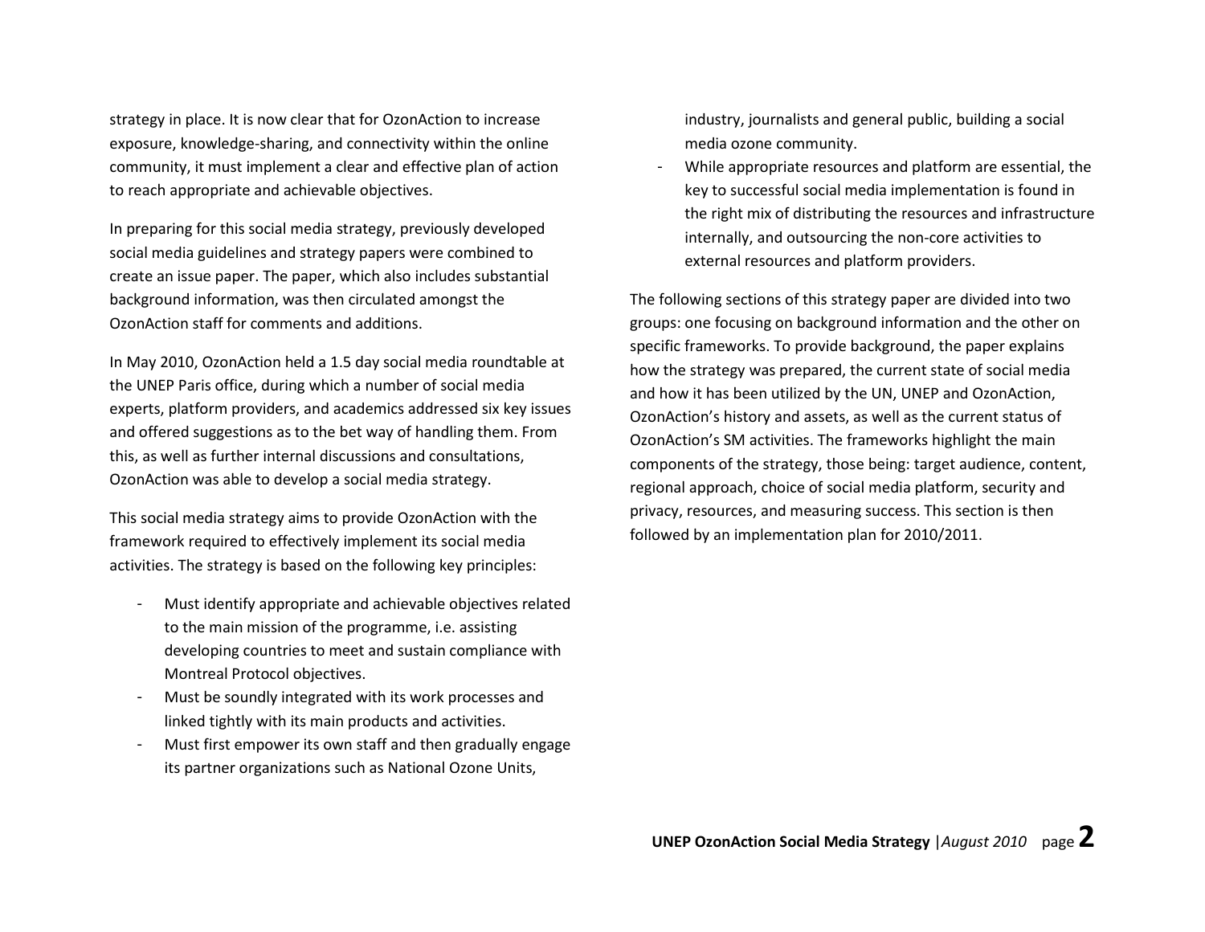strategy in place. It is now clear that for OzonAction to increase exposure, knowledge-sharing, and connectivity within the online community, it must implement a clear and effective plan of action to reach appropriate and achievable objectives.

In preparing for this social media strategy, previously developed social media guidelines and strategy papers were combined to create an issue paper. The paper, which also includes substantial background information, was then circulated amongst the OzonAction staff for comments and additions.

In May 2010, OzonAction held a 1.5 day social media roundtable at the UNEP Paris office, during which a number of social media experts, platform providers, and academics addressed six key issues and offered suggestions as to the bet way of handling them. From this, as well as further internal discussions and consultations, OzonAction was able to develop a social media strategy.

This social media strategy aims to provide OzonAction with the framework required to effectively implement its social media activities. The strategy is based on the following key principles:

- Must identify appropriate and achievable objectives related to the main mission of the programme, i.e. assisting developing countries to meet and sustain compliance with Montreal Protocol objectives.
- Must be soundly integrated with its work processes and linked tightly with its main products and activities.
- Must first empower its own staff and then gradually engage its partner organizations such as National Ozone Units, industry, journalists and general public, building a social media ozone community.
- While appropriate resources and platform are essential, the key to successful social media implementation is found in the right mix of distributing the resources and infrastructure internally, and outsourcing the non-core activities to external resources and platform providers.

The following sections of this strategy paper are divided into two groups: one focusing on background information and the other on specific frameworks. To provide background, the paper explains how the strategy was prepared, the current state of social media and how it has been utilized by the UN, UNEP and OzonAction, OzonAction's history and assets, as well as the current status of OzonAction's SM activities. The frameworks highlight the main components of the strategy, those being: target audience, content, regional approach, choice of social media platform, security and privacy, resources, and measuring success. This section is then followed by an implementation plan for 2010/2011.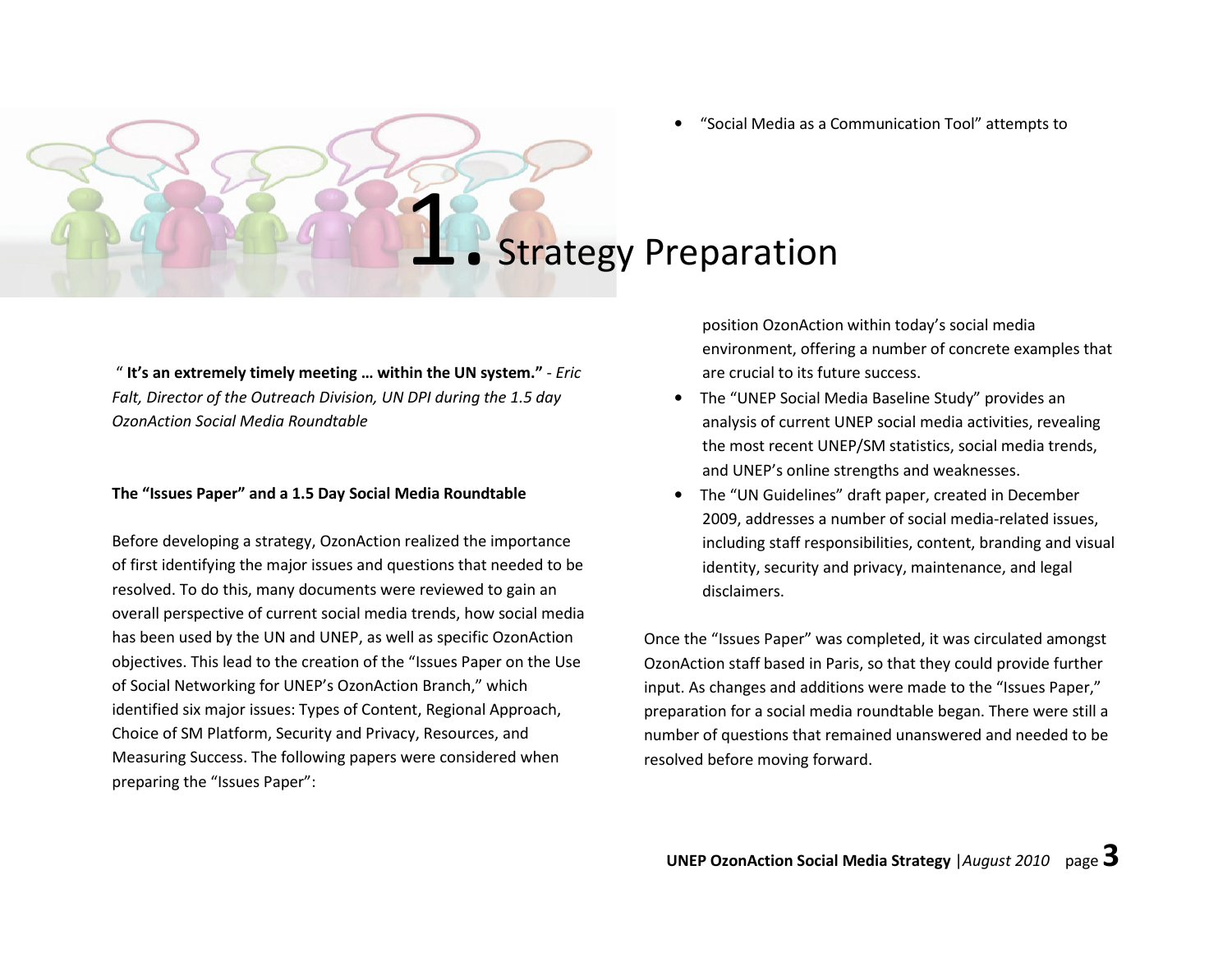# 1. Strategy Preparation

" **It's an extremely timely meeting … within the UN system."** - *Eric Falt, Director of the Outreach Division, UN DPI during the 1.5 day OzonAction Social Media Roundtable*

**The "Issues Paper" and a 1.5 Day Social Media Roundtable**

Before developing a strategy, OzonAction realized the importance of first identifying the major issues and questions that needed to be resolved. To do this, many documents were reviewed to gain an overall perspective of current social media trends, how social media has been used by the UN and UNEP, as well as specific OzonAction objectives. This lead to the creation of the "Issues Paper on the Use of Social Networking for UNEP's OzonAction Branch," which identified six major issues: Types of Content, Regional Approach, Choice of SM Platform, Security and Privacy, Resources, and Measuring Success. The following papers were considered when preparing the "Issues Paper":

- "Social Media as a Communication Tool" attempts to position OzonAction within today's social media environment, offering a number of concrete examples that are crucial to its future success.
- The "UNEP Social Media Baseline Study" provides an analysis of current UNEP social media activities, revealing the most recent UNEP/SM statistics, social media trends, and UNEP's online strengths and weaknesses.
- The "UN Guidelines" draft paper, created in December 2009, addresses a number of social media-related issues, including staff responsibilities, content, branding and visual identity, security and privacy, maintenance, and legal disclaimers.

Once the "Issues Paper" was completed, it was circulated amongst OzonAction staff based in Paris, so that they could provide further input. As changes and additions were made to the "Issues Paper," preparation for a social media roundtable began. There were still a number of questions that remained unanswered and needed to be resolved before moving forward.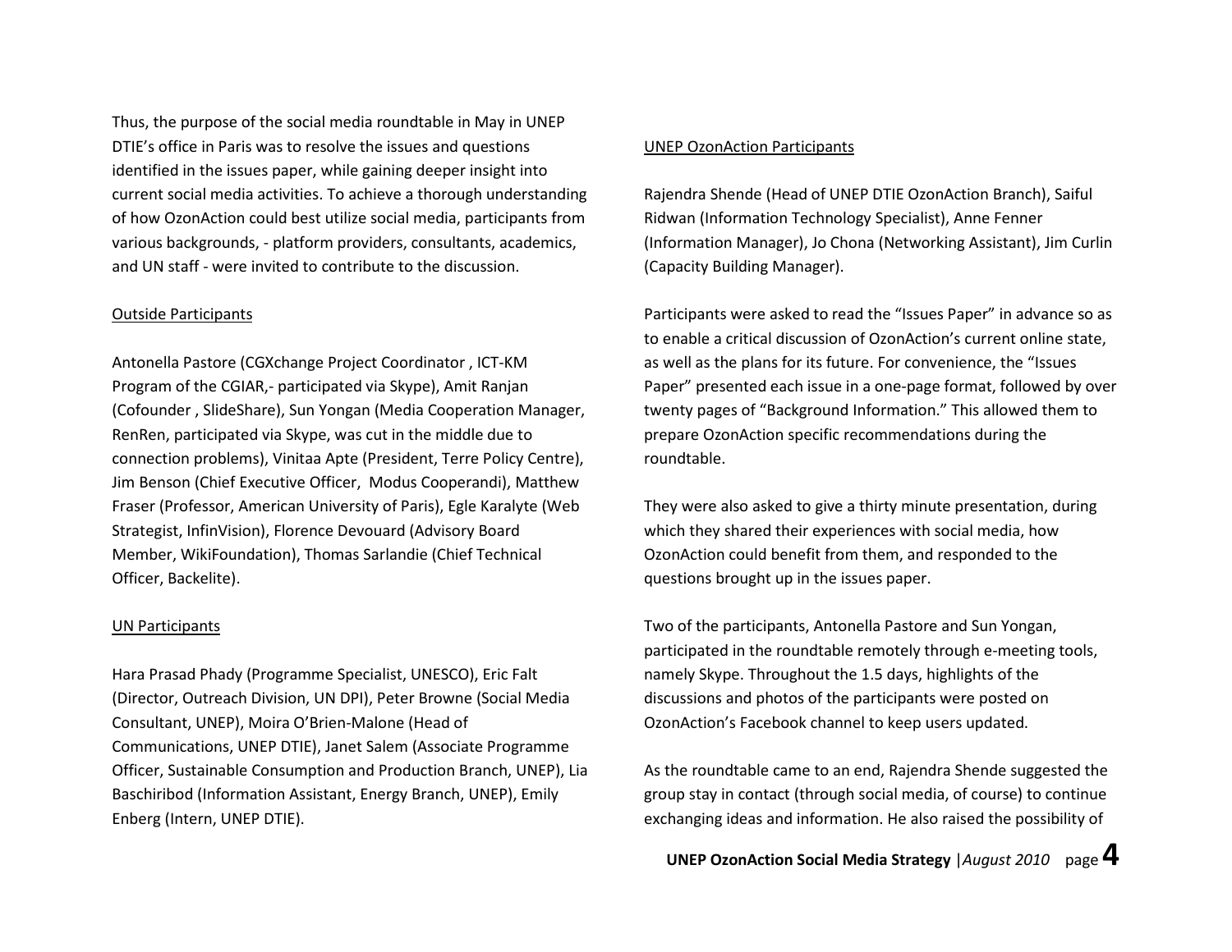Thus, the purpose of the social media roundtable in May in UNEP DTIE's office in Paris was to resolve the issues and questions identified in the issues paper, while gaining deeper insight into current social media activities. To achieve a thorough understanding of how OzonAction could best utilize social media, participants from various backgrounds, - platform providers, consultants, academics, and UN staff - were invited to contribute to the discussion.

<u>Outside Participants</u>

Antonella Pastore (CGXchange Project Coordinator , ICT-KM Program of the CGIAR,- participated via Skype), Amit Ranjan (Cofounder , SlideShare), Sun Yongan (Media Cooperation Manager, RenRen, participated via Skype, was cut in the middle due to connection problems), Vinitaa Apte (President, Terre Policy Centre), Jim Benson (Chief Executive Officer, Modus Cooperandi), Matthew Fraser (Professor, American University of Paris), Egle Karalyte (Web Strategist, InfinVision), Florence Devouard (Advisory Board Member, WikiFoundation), Thomas Sarlandie (Chief Technical Officer, Backelite).

<u>UN Participants</u>

Hara Prasad Phady (Programme Specialist, UNESCO), Eric Falt (Director, Outreach Division, UN DPI), Peter Browne (Social Media Consultant, UNEP), Moira O'Brien-Malone (Head of Communications, UNEP DTIE), Janet Salem (Associate Programme Officer, Sustainable Consumption and Production Branch, UNEP), Lia Baschiribod (Information Assistant, Energy Branch, UNEP), Emily Enberg (Intern, UNEP DTIE).

<u>UNEP OzonAction Participants</u>

Rajendra Shende (Head of UNEP DTIE OzonAction Branch), Saiful Ridwan (Information Technology Specialist), Anne Fenner (Information Manager), Jo Chona (Networking Assistant), Jim Curlin (Capacity Building Manager).

Participants were asked to read the "Issues Paper" in advance so as to enable a critical discussion of OzonAction's current online state, as well as the plans for its future. For convenience, the "Issues Paper" presented each issue in a one-page format, followed by over twenty pages of "Background Information." This allowed them to prepare OzonAction specific recommendations during the roundtable.

They were also asked to give a thirty minute presentation, during which they shared their experiences with social media, how OzonAction could benefit from them, and responded to the questions brought up in the issues paper.

Two of the participants, Antonella Pastore and Sun Yongan, participated in the roundtable remotely through e-meeting tools, namely Skype. Throughout the 1.5 days, highlights of the discussions and photos of the participants were posted on OzonAction's Facebook channel to keep users updated.

As the roundtable came to an end, Rajendra Shende suggested the group stay in contact (through social media, of course) to continue exchanging ideas and information. He also raised the possibility of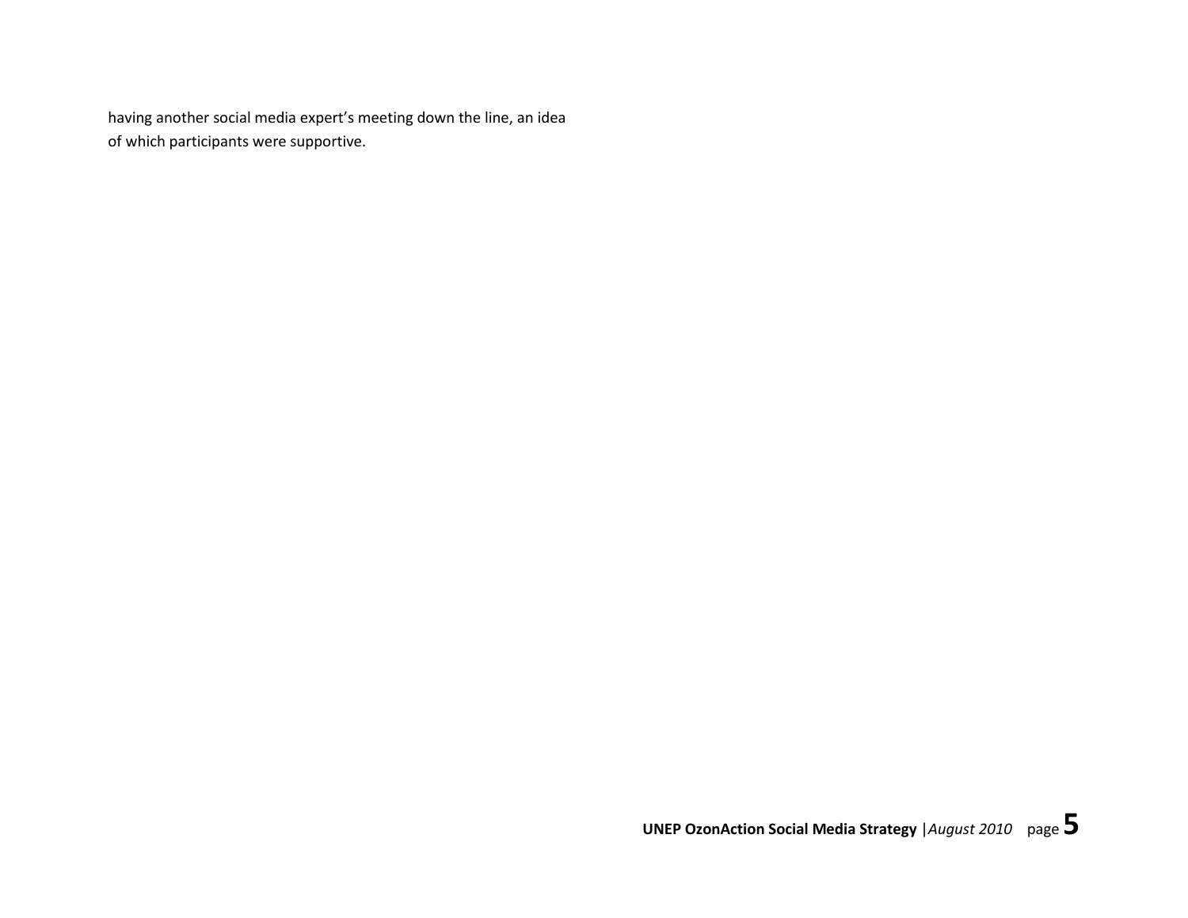having another social media expert's meeting down the line, an idea of which participants were supportive.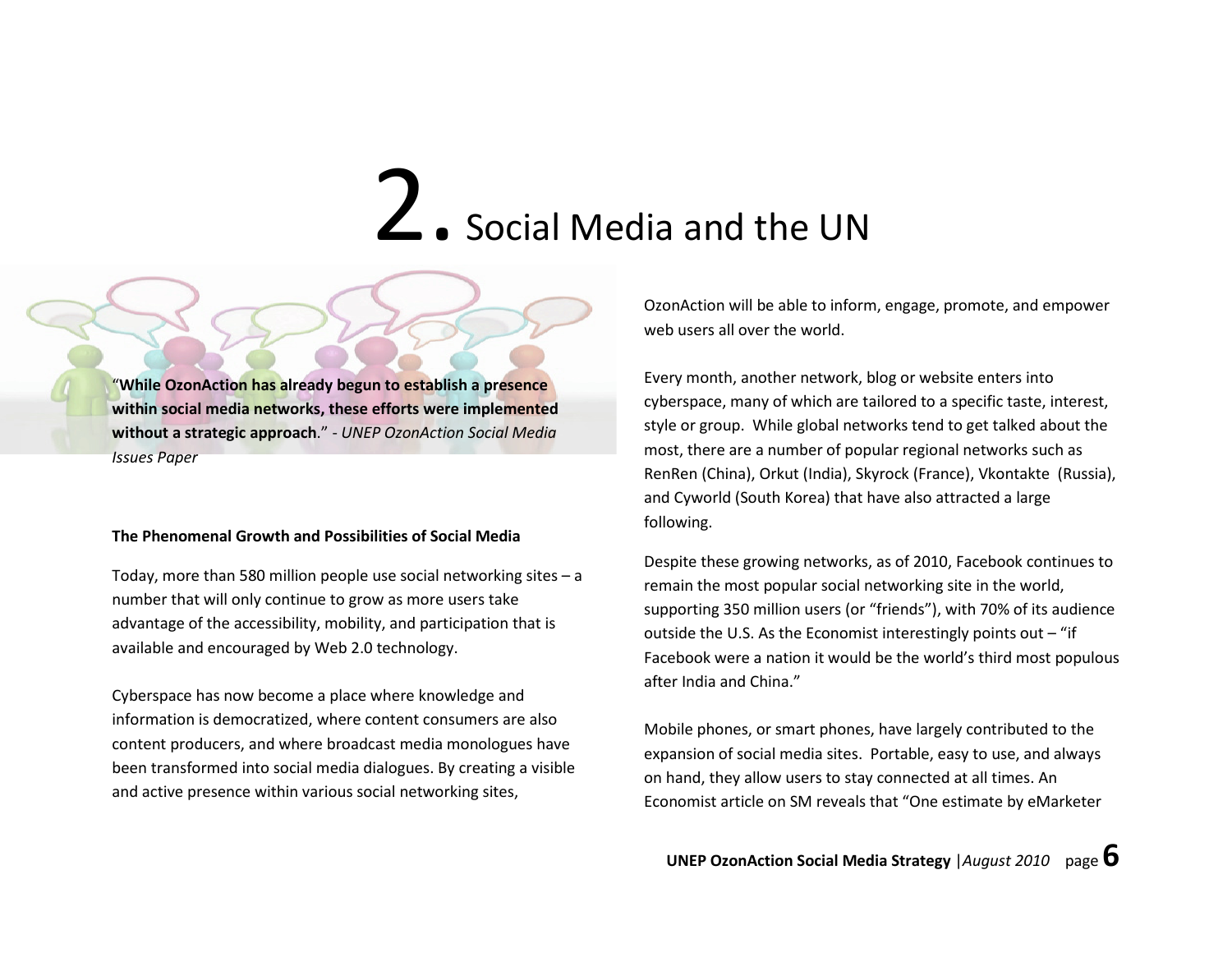# 2. Social Media and the UN

"**While OzonAction has already begun to establish a presence within social media networks, these efforts were implemented without a strategic approach**." - *UNEP OzonAction Social Media Issues Paper*

**The Phenomenal Growth and Possibilities of Social Media**

Today, more than 580 million people use social networking sites – a number that will only continue to grow as more users take advantage of the accessibility, mobility, and participation that is available and encouraged by Web 2.0 technology.

Cyberspace has now become a place where knowledge and information is democratized, where content consumers are also content producers, and where broadcast media monologues have been transformed into social media dialogues. By creating a visible and active presence within various social networking sites, OzonAction will be able to inform, engage, promote, and empower web users all over the world.

Every month, another network, blog or website enters into cyberspace, many of which are tailored to a specific taste, interest, style or group. While global networks tend to get talked about the most, there are a number of popular regional networks such as RenRen (China), Orkut (India), Skyrock (France), Vkontakte (Russia), and Cyworld (South Korea) that have also attracted a large following.

Despite these growing networks, as of 2010, Facebook continues to remain the most popular social networking site in the world, supporting 350 million users (or "friends"), with 70% of its audience outside the U.S. As the Economist interestingly points out – "if Facebook were a nation it would be the world's third most populous after India and China."

Mobile phones, or smart phones, have largely contributed to the expansion of social media sites. Portable, easy to use, and always on hand, they allow users to stay connected at all times. An Economist article on SM reveals that "One estimate by eMarketer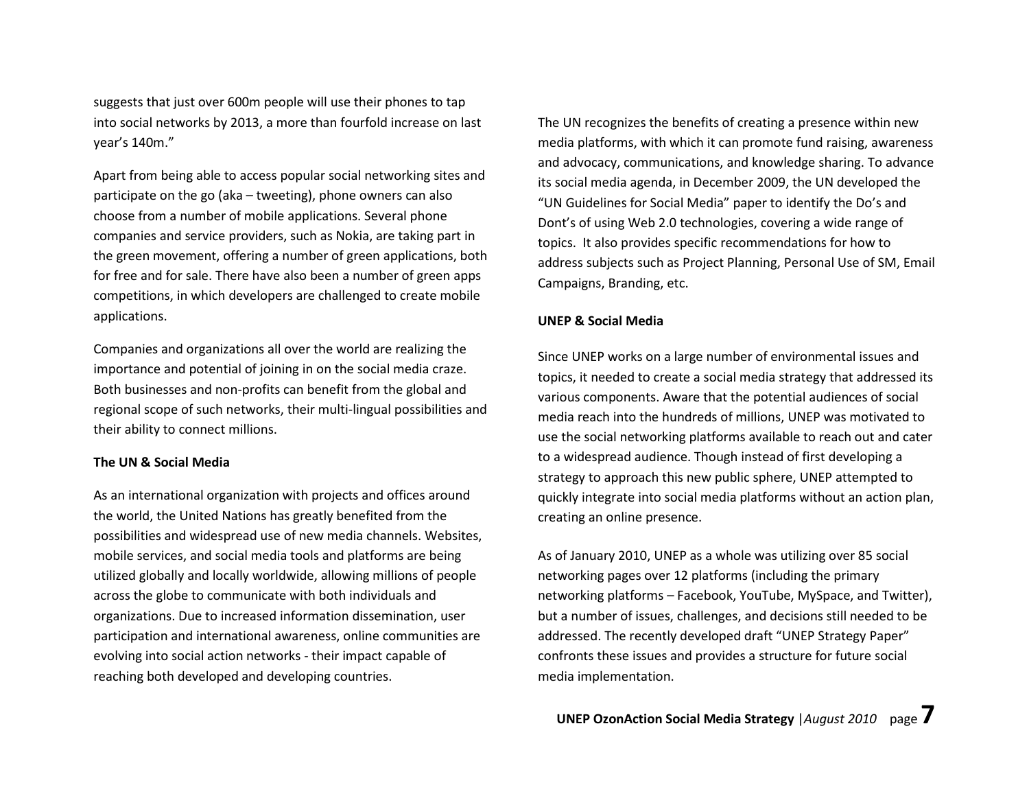suggests that just over 600m people will use their phones to tap into social networks by 2013, a more than fourfold increase on last year's 140m."

Apart from being able to access popular social networking sites and participate on the go (aka – tweeting), phone owners can also choose from a number of mobile applications. Several phone companies and service providers, such as Nokia, are taking part in the green movement, offering a number of green applications, both for free and for sale. There have also been a number of green apps competitions, in which developers are challenged to create mobile applications.

Companies and organizations all over the world are realizing the importance and potential of joining in on the social media craze. Both businesses and non-profits can benefit from the global and regional scope of such networks, their multi-lingual possibilities and their ability to connect millions.

**The UN & Social Media**

As an international organization with projects and offices around the world, the United Nations has greatly benefited from the possibilities and widespread use of new media channels. Websites, mobile services, and social media tools and platforms are being utilized globally and locally worldwide, allowing millions of people across the globe to communicate with both individuals and organizations. Due to increased information dissemination, user participation and international awareness, online communities are evolving into social action networks - their impact capable of reaching both developed and developing countries.

The UN recognizes the benefits of creating a presence within new media platforms, with which it can promote fund raising, awareness and advocacy, communications, and knowledge sharing. To advance its social media agenda, in December 2009, the UN developed the "UN Guidelines for Social Media" paper to identify the Do's and Dont's of using Web 2.0 technologies, covering a wide range of topics. It also provides specific recommendations for how to address subjects such as Project Planning, Personal Use of SM, Email Campaigns, Branding, etc.

**UNEP & Social Media**

Since UNEP works on a large number of environmental issues and topics, it needed to create a social media strategy that addressed its various components. Aware that the potential audiences of social media reach into the hundreds of millions, UNEP was motivated to use the social networking platforms available to reach out and cater to a widespread audience. Though instead of first developing a strategy to approach this new public sphere, UNEP attempted to quickly integrate into social media platforms without an action plan, creating an online presence.

As of January 2010, UNEP as a whole was utilizing over 85 social networking pages over 12 platforms (including the primary networking platforms – Facebook, YouTube, MySpace, and Twitter), but a number of issues, challenges, and decisions still needed to be addressed. The recently developed draft "UNEP Strategy Paper" confronts these issues and provides a structure for future social media implementation.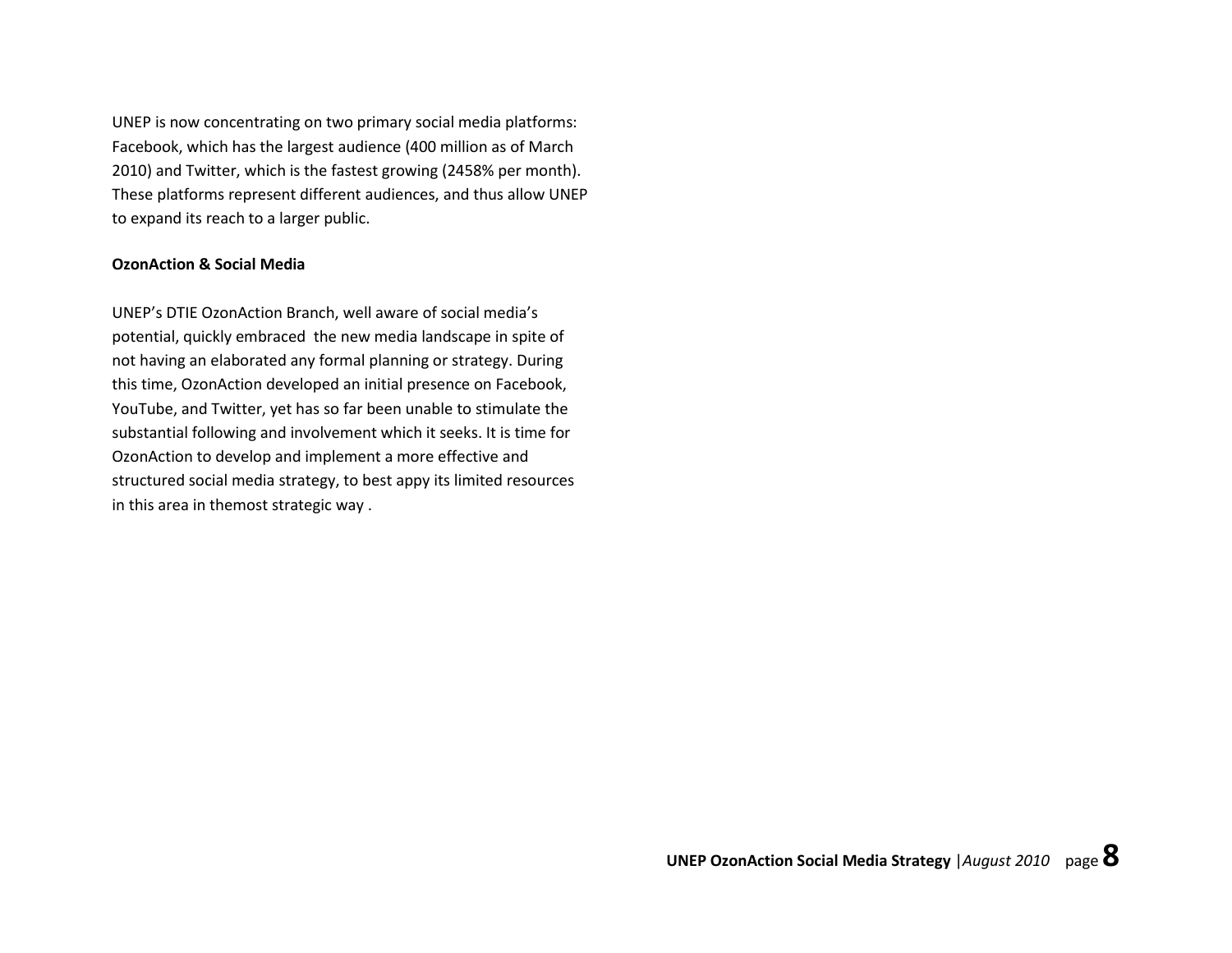UNEP is now concentrating on two primary social media platforms: Facebook, which has the largest audience (400 million as of March 2010) and Twitter, which is the fastest growing (2458% per month). These platforms represent different audiences, and thus allow UNEP to expand its reach to a larger public.

**OzonAction & Social Media**

UNEP's DTIE OzonAction Branch, well aware of social media's potential, quickly embraced the new media landscape in spite of not having an elaborated any formal planning or strategy. During this time, OzonAction developed an initial presence on Facebook, YouTube, and Twitter, yet has so far been unable to stimulate the substantial following and involvement which it seeks. It is time for OzonAction to develop and implement a more effective and structured social media strategy, to best appy its limited resources in this area in themost strategic way .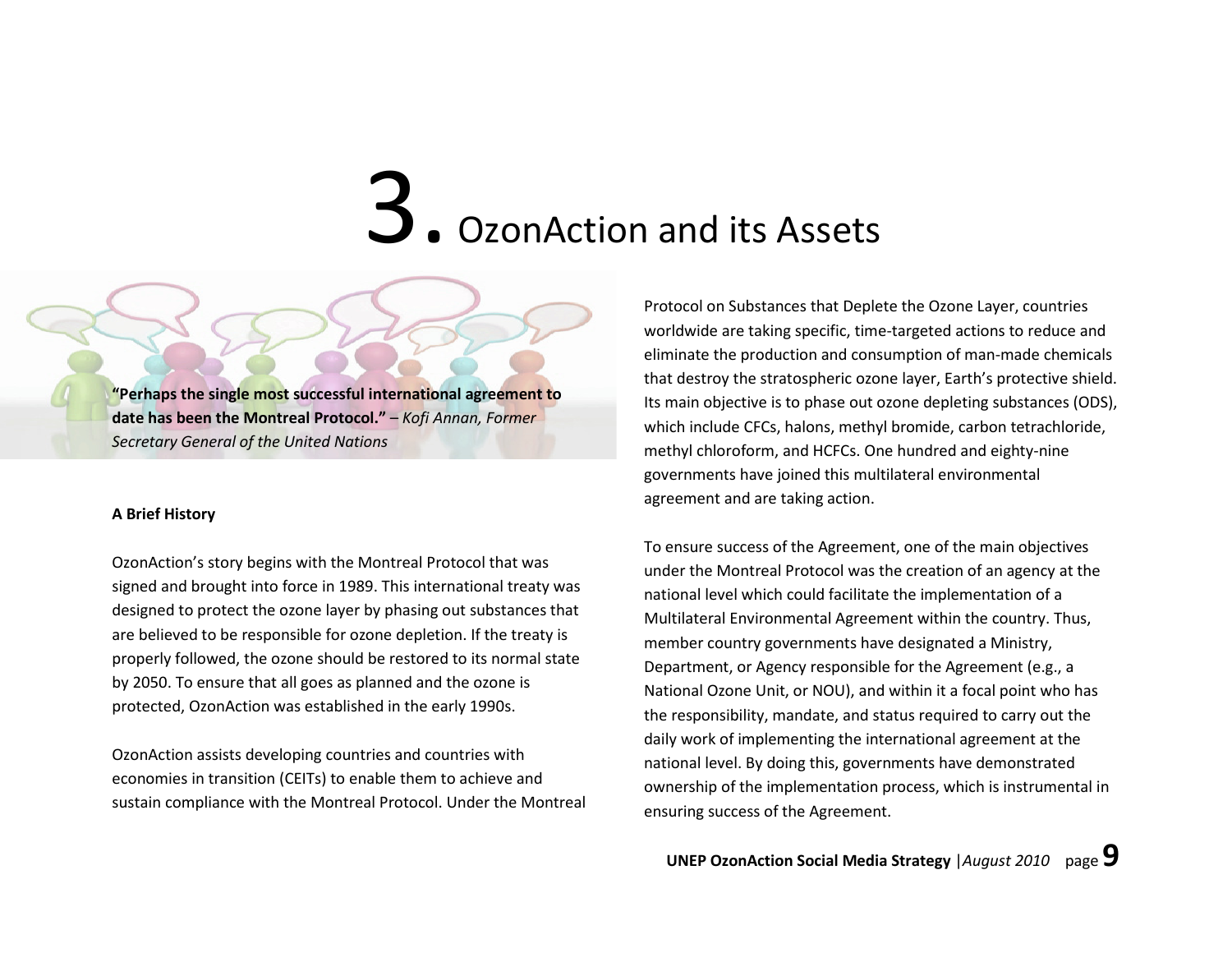// TODO: review
# 3. OzonAction and its Assets

**"Perhaps the single most successful international agreement to date has been the Montreal Protocol."** – *Kofi Annan, Former Secretary General of the United Nations*

**A Brief History**

OzonAction's story begins with the Montreal Protocol that was signed and brought into force in 1989. This international treaty was designed to protect the ozone layer by phasing out substances that are believed to be responsible for ozone depletion. If the treaty is properly followed, the ozone should be restored to its normal state by 2050. To ensure that all goes as planned and the ozone is protected, OzonAction was established in the early 1990s.

OzonAction assists developing countries and countries with economies in transition (CEITs) to enable them to achieve and sustain compliance with the Montreal Protocol. Under the Montreal Protocol on Substances that Deplete the Ozone Layer, countries worldwide are taking specific, time-targeted actions to reduce and eliminate the production and consumption of man-made chemicals that destroy the stratospheric ozone layer, Earth's protective shield. Its main objective is to phase out ozone depleting substances (ODS), which include CFCs, halons, methyl bromide, carbon tetrachloride, methyl chloroform, and HCFCs. One hundred and eighty-nine governments have joined this multilateral environmental agreement and are taking action.

To ensure success of the Agreement, one of the main objectives under the Montreal Protocol was the creation of an agency at the national level which could facilitate the implementation of a Multilateral Environmental Agreement within the country. Thus, member country governments have designated a Ministry, Department, or Agency responsible for the Agreement (e.g., a National Ozone Unit, or NOU), and within it a focal point who has the responsibility, mandate, and status required to carry out the daily work of implementing the international agreement at the national level. By doing this, governments have demonstrated ownership of the implementation process, which is instrumental in ensuring success of the Agreement.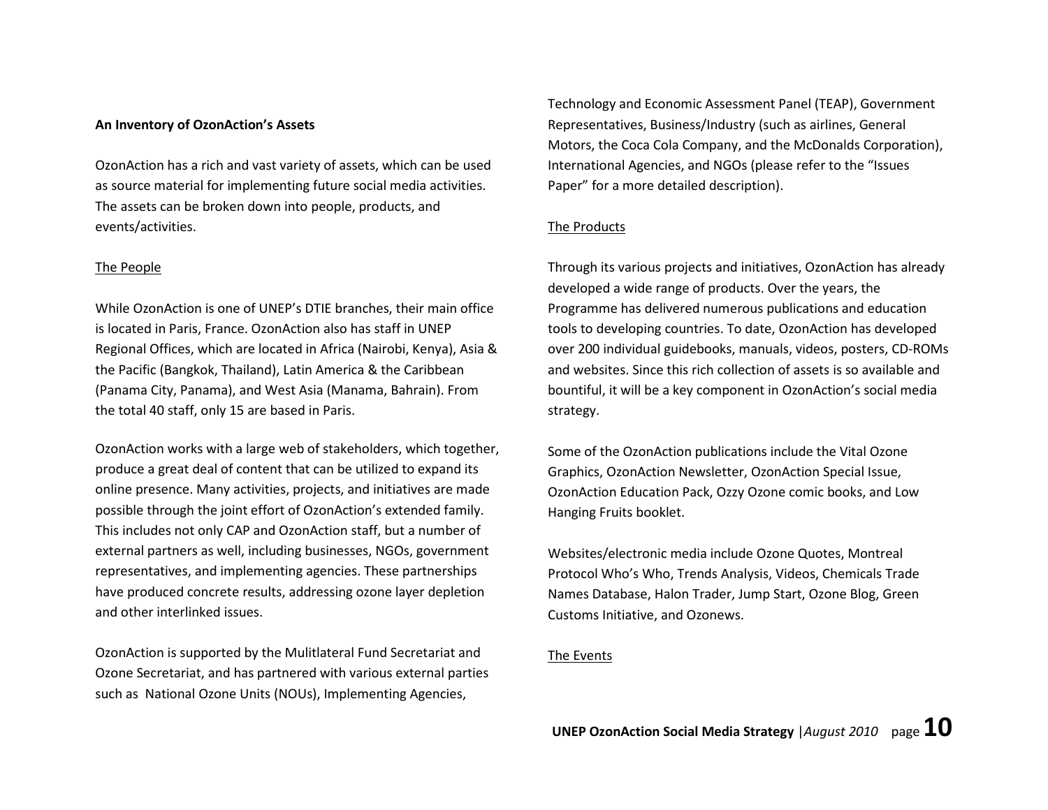**An Inventory of OzonAction's Assets**

OzonAction has a rich and vast variety of assets, which can be used as source material for implementing future social media activities. The assets can be broken down into people, products, and events/activities.

The People

While OzonAction is one of UNEP's DTIE branches, their main office is located in Paris, France. OzonAction also has staff in UNEP Regional Offices, which are located in Africa (Nairobi, Kenya), Asia & the Pacific (Bangkok, Thailand), Latin America & the Caribbean (Panama City, Panama), and West Asia (Manama, Bahrain). From the total 40 staff, only 15 are based in Paris.

OzonAction works with a large web of stakeholders, which together, produce a great deal of content that can be utilized to expand its online presence. Many activities, projects, and initiatives are made possible through the joint effort of OzonAction's extended family. This includes not only CAP and OzonAction staff, but a number of external partners as well, including businesses, NGOs, government representatives, and implementing agencies. These partnerships have produced concrete results, addressing ozone layer depletion and other interlinked issues.

OzonAction is supported by the Mulitlateral Fund Secretariat and Ozone Secretariat, and has partnered with various external parties such as National Ozone Units (NOUs), Implementing Agencies, Technology and Economic Assessment Panel (TEAP), Government Representatives, Business/Industry (such as airlines, General Motors, the Coca Cola Company, and the McDonalds Corporation), International Agencies, and NGOs (please refer to the "Issues Paper" for a more detailed description).

The Products

Through its various projects and initiatives, OzonAction has already developed a wide range of products. Over the years, the Programme has delivered numerous publications and education tools to developing countries. To date, OzonAction has developed over 200 individual guidebooks, manuals, videos, posters, CD-ROMs and websites. Since this rich collection of assets is so available and bountiful, it will be a key component in OzonAction's social media strategy.

Some of the OzonAction publications include the Vital Ozone Graphics, OzonAction Newsletter, OzonAction Special Issue, OzonAction Education Pack, Ozzy Ozone comic books, and Low Hanging Fruits booklet.

Websites/electronic media include Ozone Quotes, Montreal Protocol Who's Who, Trends Analysis, Videos, Chemicals Trade Names Database, Halon Trader, Jump Start, Ozone Blog, Green Customs Initiative, and Ozonews.

The Events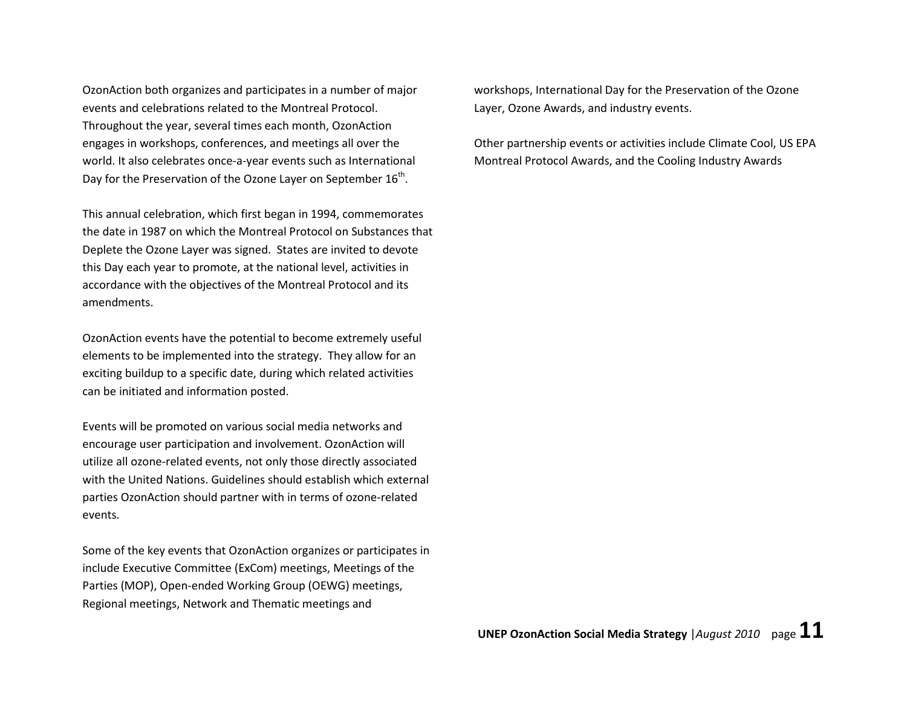OzonAction both organizes and participates in a number of major events and celebrations related to the Montreal Protocol. Throughout the year, several times each month, OzonAction engages in workshops, conferences, and meetings all over the world. It also celebrates once-a-year events such as International Day for the Preservation of the Ozone Layer on September 16th.

This annual celebration, which first began in 1994, commemorates the date in 1987 on which the Montreal Protocol on Substances that Deplete the Ozone Layer was signed. States are invited to devote this Day each year to promote, at the national level, activities in accordance with the objectives of the Montreal Protocol and its amendments.

OzonAction events have the potential to become extremely useful elements to be implemented into the strategy. They allow for an exciting buildup to a specific date, during which related activities can be initiated and information posted.

Events will be promoted on various social media networks and encourage user participation and involvement. OzonAction will utilize all ozone-related events, not only those directly associated with the United Nations. Guidelines should establish which external parties OzonAction should partner with in terms of ozone-related events.

Some of the key events that OzonAction organizes or participates in include Executive Committee (ExCom) meetings, Meetings of the Parties (MOP), Open-ended Working Group (OEWG) meetings, Regional meetings, Network and Thematic meetings and workshops, International Day for the Preservation of the Ozone Layer, Ozone Awards, and industry events.

Other partnership events or activities include Climate Cool, US EPA Montreal Protocol Awards, and the Cooling Industry Awards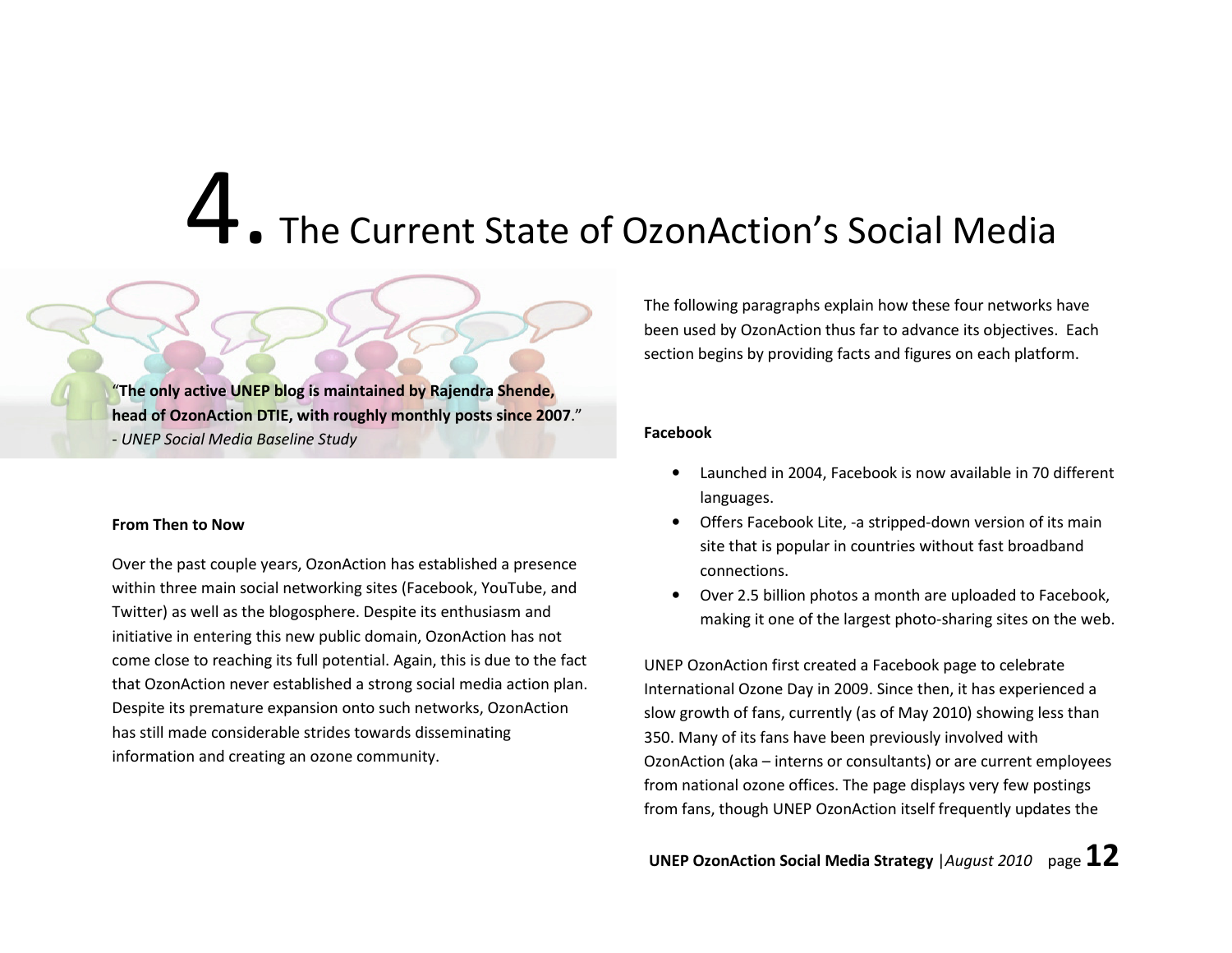# 4. The Current State of OzonAction's Social Media

"**The only active UNEP blog is maintained by Rajendra Shende, head of OzonAction DTIE, with roughly monthly posts since 2007**."
- *UNEP Social Media Baseline Study*

**From Then to Now**

Over the past couple years, OzonAction has established a presence within three main social networking sites (Facebook, YouTube, and Twitter) as well as the blogosphere. Despite its enthusiasm and initiative in entering this new public domain, OzonAction has not come close to reaching its full potential. Again, this is due to the fact that OzonAction never established a strong social media action plan. Despite its premature expansion onto such networks, OzonAction has still made considerable strides towards disseminating information and creating an ozone community.

The following paragraphs explain how these four networks have been used by OzonAction thus far to advance its objectives. Each section begins by providing facts and figures on each platform.

**Facebook**

- Launched in 2004, Facebook is now available in 70 different languages.
- Offers Facebook Lite, -a stripped-down version of its main site that is popular in countries without fast broadband connections.
- Over 2.5 billion photos a month are uploaded to Facebook, making it one of the largest photo-sharing sites on the web.

UNEP OzonAction first created a Facebook page to celebrate International Ozone Day in 2009. Since then, it has experienced a slow growth of fans, currently (as of May 2010) showing less than 350. Many of its fans have been previously involved with OzonAction (aka – interns or consultants) or are current employees from national ozone offices. The page displays very few postings from fans, though UNEP OzonAction itself frequently updates the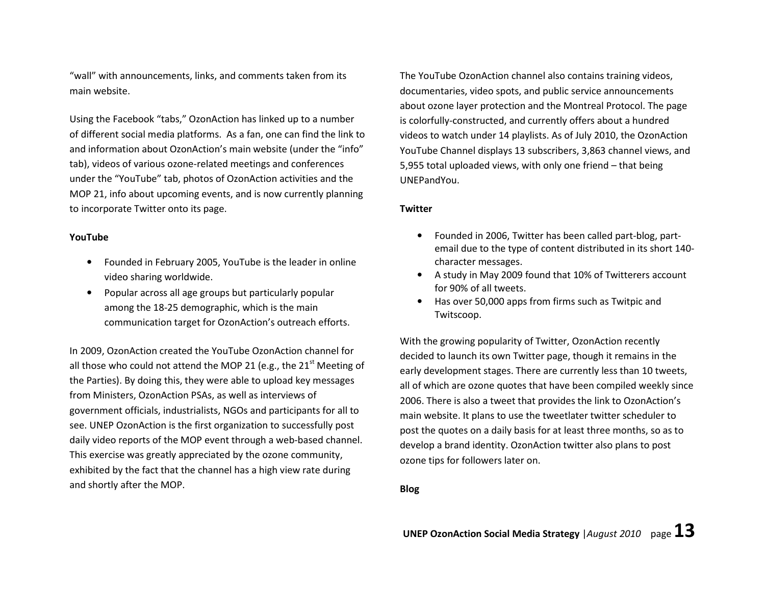"wall" with announcements, links, and comments taken from its main website.

Using the Facebook "tabs," OzonAction has linked up to a number of different social media platforms. As a fan, one can find the link to and information about OzonAction's main website (under the "info" tab), videos of various ozone-related meetings and conferences under the "YouTube" tab, photos of OzonAction activities and the MOP 21, info about upcoming events, and is now currently planning to incorporate Twitter onto its page.

**YouTube**

- Founded in February 2005, YouTube is the leader in online video sharing worldwide.
- Popular across all age groups but particularly popular among the 18-25 demographic, which is the main communication target for OzonAction's outreach efforts.

In 2009, OzonAction created the YouTube OzonAction channel for all those who could not attend the MOP 21 (e.g., the 21st Meeting of the Parties). By doing this, they were able to upload key messages from Ministers, OzonAction PSAs, as well as interviews of government officials, industrialists, NGOs and participants for all to see. UNEP OzonAction is the first organization to successfully post daily video reports of the MOP event through a web-based channel. This exercise was greatly appreciated by the ozone community, exhibited by the fact that the channel has a high view rate during and shortly after the MOP.

The YouTube OzonAction channel also contains training videos, documentaries, video spots, and public service announcements about ozone layer protection and the Montreal Protocol. The page is colorfully-constructed, and currently offers about a hundred videos to watch under 14 playlists. As of July 2010, the OzonAction YouTube Channel displays 13 subscribers, 3,863 channel views, and 5,955 total uploaded views, with only one friend – that being UNEPandYou.

**Twitter**

- Founded in 2006, Twitter has been called part-blog, part-email due to the type of content distributed in its short 140-character messages.
- A study in May 2009 found that 10% of Twitterers account for 90% of all tweets.
- Has over 50,000 apps from firms such as Twitpic and Twitscoop.

With the growing popularity of Twitter, OzonAction recently decided to launch its own Twitter page, though it remains in the early development stages. There are currently less than 10 tweets, all of which are ozone quotes that have been compiled weekly since 2006. There is also a tweet that provides the link to OzonAction's main website. It plans to use the tweetlater twitter scheduler to post the quotes on a daily basis for at least three months, so as to develop a brand identity. OzonAction twitter also plans to post ozone tips for followers later on.

**Blog**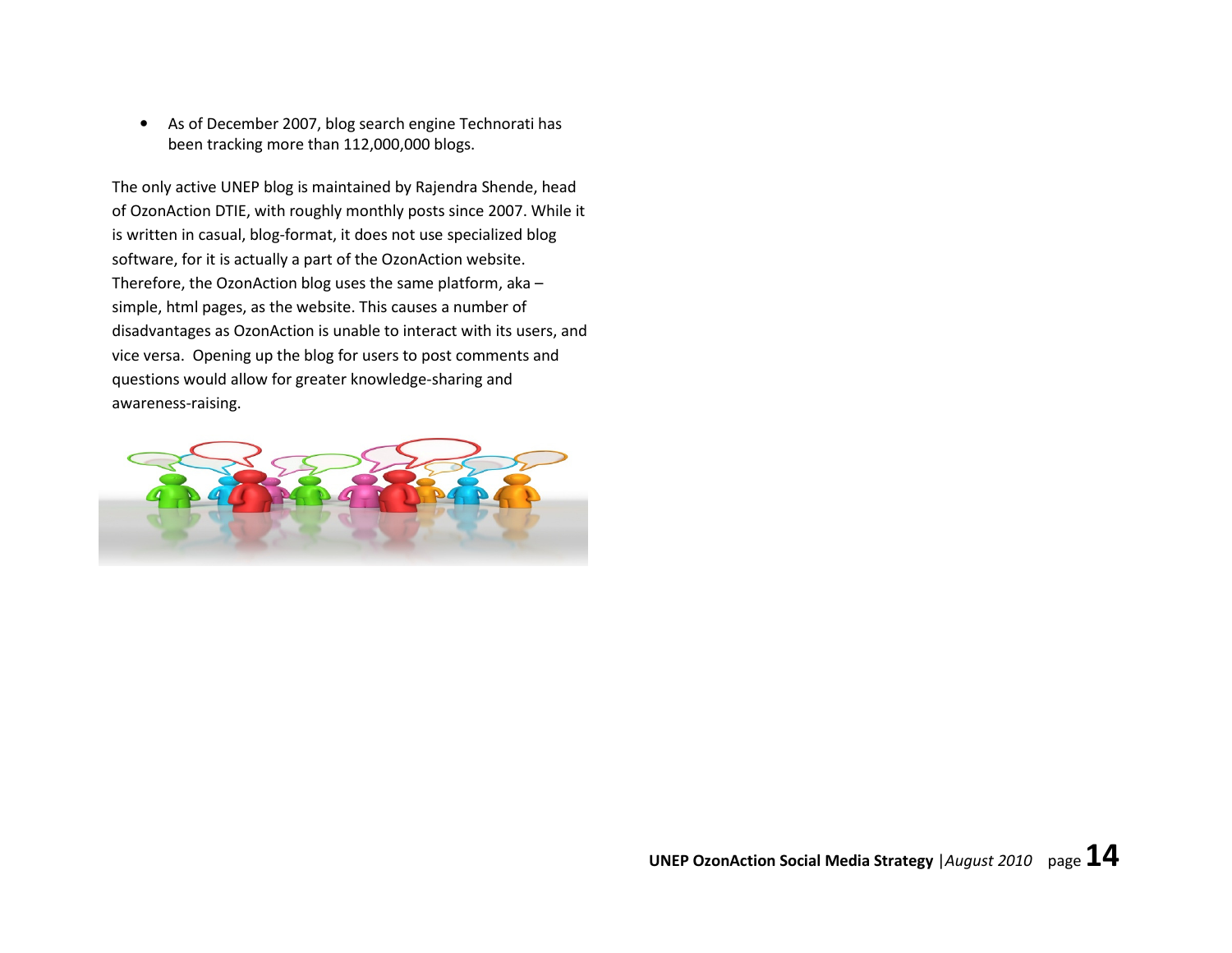- As of December 2007, blog search engine Technorati has been tracking more than 112,000,000 blogs.

The only active UNEP blog is maintained by Rajendra Shende, head of OzonAction DTIE, with roughly monthly posts since 2007. While it is written in casual, blog-format, it does not use specialized blog software, for it is actually a part of the OzonAction website. Therefore, the OzonAction blog uses the same platform, aka – simple, html pages, as the website. This causes a number of disadvantages as OzonAction is unable to interact with its users, and vice versa. Opening up the blog for users to post comments and questions would allow for greater knowledge-sharing and awareness-raising.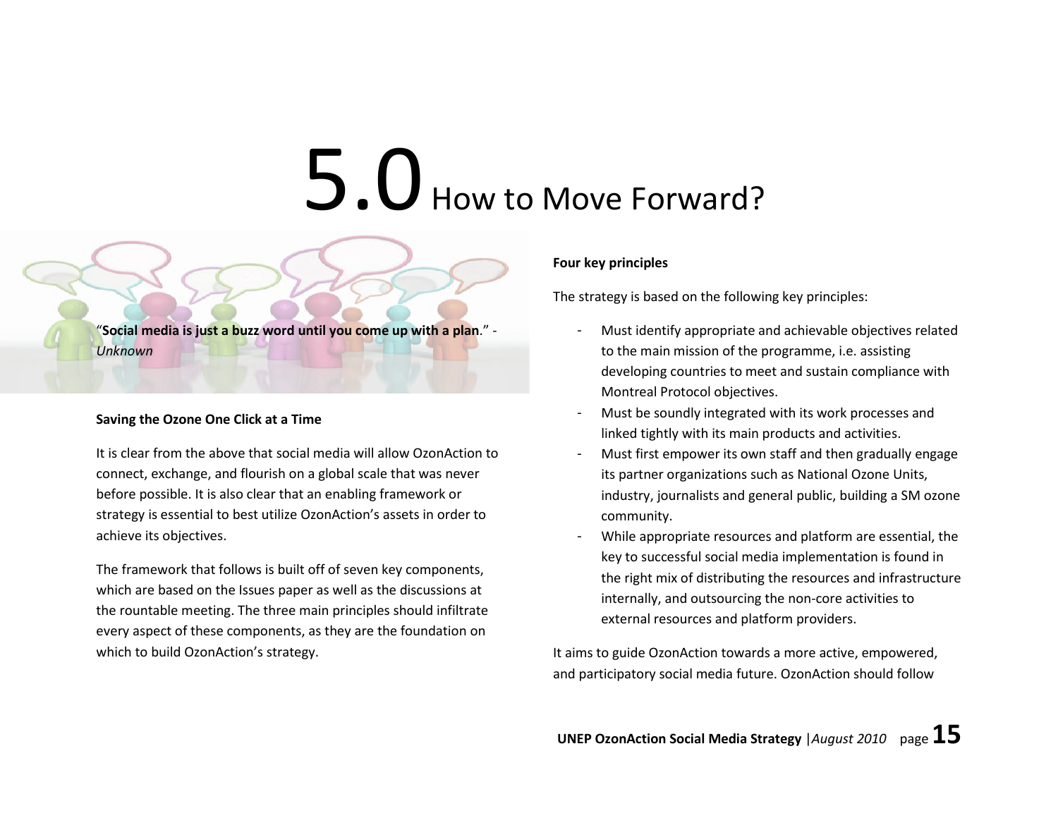# 5.0 How to Move Forward?

"**Social media is just a buzz word until you come up with a plan**." - *Unknown*

**Saving the Ozone One Click at a Time**

It is clear from the above that social media will allow OzonAction to connect, exchange, and flourish on a global scale that was never before possible. It is also clear that an enabling framework or strategy is essential to best utilize OzonAction's assets in order to achieve its objectives.

The framework that follows is built off of seven key components, which are based on the Issues paper as well as the discussions at the rountable meeting. The three main principles should infiltrate every aspect of these components, as they are the foundation on which to build OzonAction's strategy.

**Four key principles**

The strategy is based on the following key principles:

- Must identify appropriate and achievable objectives related to the main mission of the programme, i.e. assisting developing countries to meet and sustain compliance with Montreal Protocol objectives.
- Must be soundly integrated with its work processes and linked tightly with its main products and activities.
- Must first empower its own staff and then gradually engage its partner organizations such as National Ozone Units, industry, journalists and general public, building a SM ozone community.
- While appropriate resources and platform are essential, the key to successful social media implementation is found in the right mix of distributing the resources and infrastructure internally, and outsourcing the non-core activities to external resources and platform providers.

It aims to guide OzonAction towards a more active, empowered, and participatory social media future. OzonAction should follow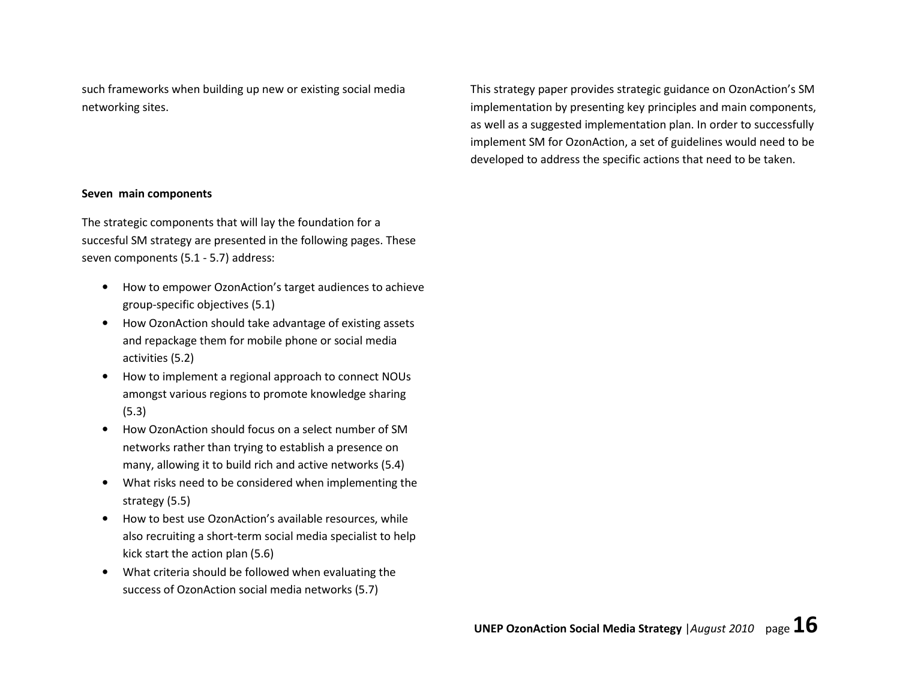such frameworks when building up new or existing social media networking sites.

**Seven main components**

The strategic components that will lay the foundation for a succesful SM strategy are presented in the following pages. These seven components (5.1 - 5.7) address:

- How to empower OzonAction's target audiences to achieve group-specific objectives (5.1)
- How OzonAction should take advantage of existing assets and repackage them for mobile phone or social media activities (5.2)
- How to implement a regional approach to connect NOUs amongst various regions to promote knowledge sharing (5.3)
- How OzonAction should focus on a select number of SM networks rather than trying to establish a presence on many, allowing it to build rich and active networks (5.4)
- What risks need to be considered when implementing the strategy (5.5)
- How to best use OzonAction's available resources, while also recruiting a short-term social media specialist to help kick start the action plan (5.6)
- What criteria should be followed when evaluating the success of OzonAction social media networks (5.7)

This strategy paper provides strategic guidance on OzonAction's SM implementation by presenting key principles and main components, as well as a suggested implementation plan. In order to successfully implement SM for OzonAction, a set of guidelines would need to be developed to address the specific actions that need to be taken.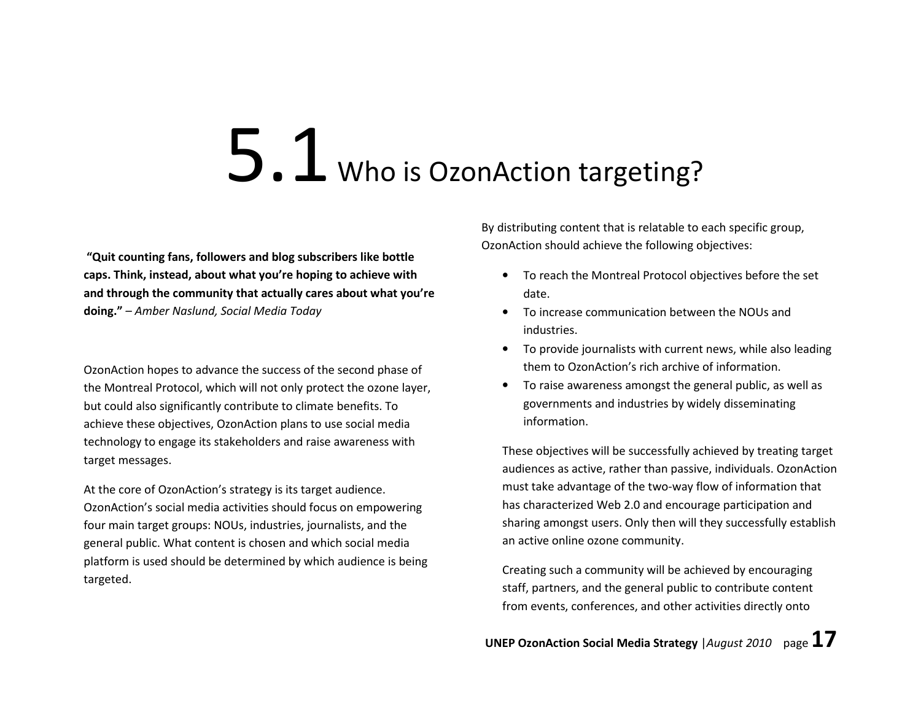# 5.1 Who is OzonAction targeting?

**"Quit counting fans, followers and blog subscribers like bottle caps. Think, instead, about what you're hoping to achieve with and through the community that actually cares about what you're doing."** – *Amber Naslund, Social Media Today*

OzonAction hopes to advance the success of the second phase of the Montreal Protocol, which will not only protect the ozone layer, but could also significantly contribute to climate benefits. To achieve these objectives, OzonAction plans to use social media technology to engage its stakeholders and raise awareness with target messages.

At the core of OzonAction's strategy is its target audience. OzonAction's social media activities should focus on empowering four main target groups: NOUs, industries, journalists, and the general public. What content is chosen and which social media platform is used should be determined by which audience is being targeted.

By distributing content that is relatable to each specific group, OzonAction should achieve the following objectives:

- To reach the Montreal Protocol objectives before the set date.
- To increase communication between the NOUs and industries.
- To provide journalists with current news, while also leading them to OzonAction's rich archive of information.
- To raise awareness amongst the general public, as well as governments and industries by widely disseminating information.

These objectives will be successfully achieved by treating target audiences as active, rather than passive, individuals. OzonAction must take advantage of the two-way flow of information that has characterized Web 2.0 and encourage participation and sharing amongst users. Only then will they successfully establish an active online ozone community.

Creating such a community will be achieved by encouraging staff, partners, and the general public to contribute content from events, conferences, and other activities directly onto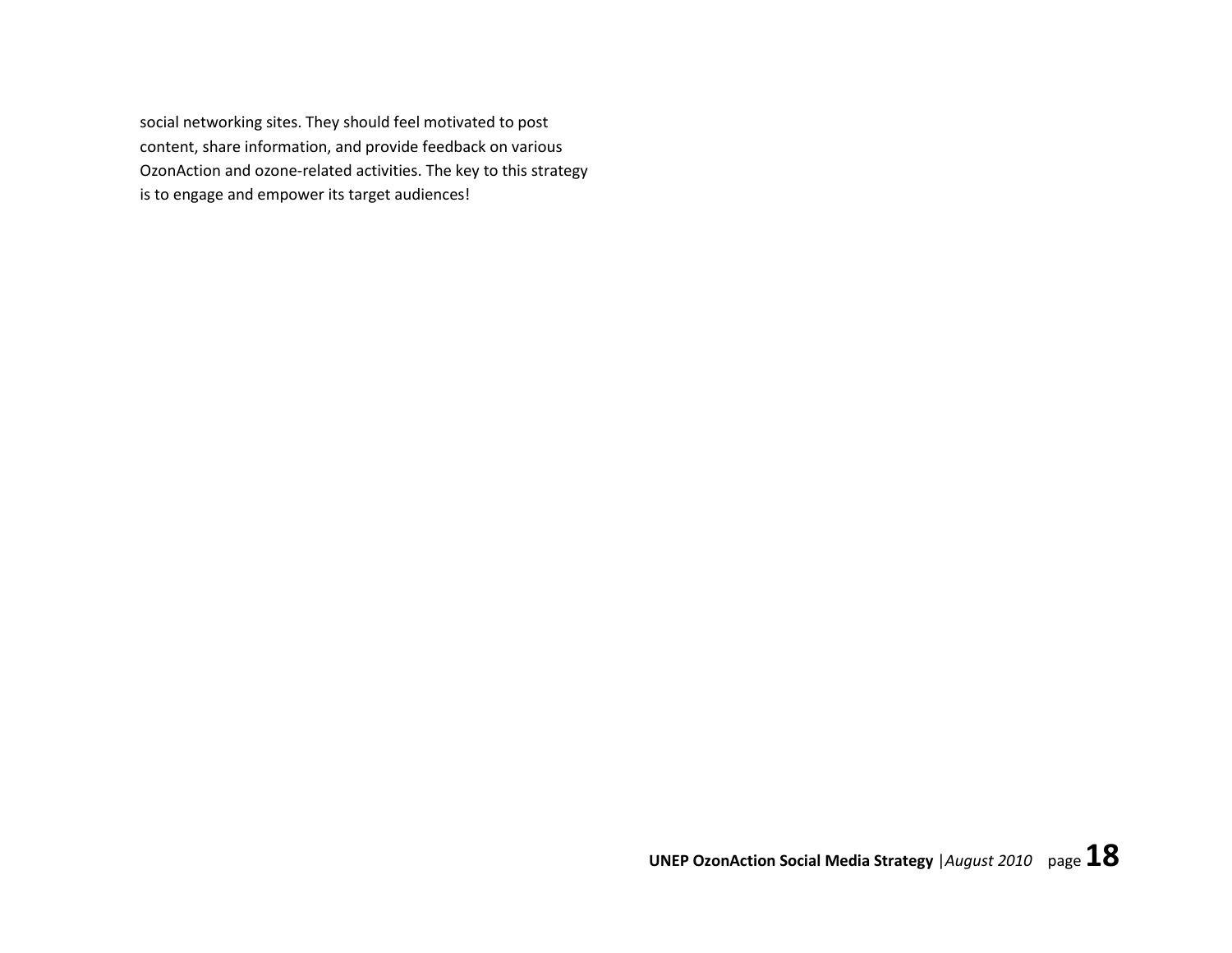social networking sites. They should feel motivated to post content, share information, and provide feedback on various OzonAction and ozone-related activities. The key to this strategy is to engage and empower its target audiences!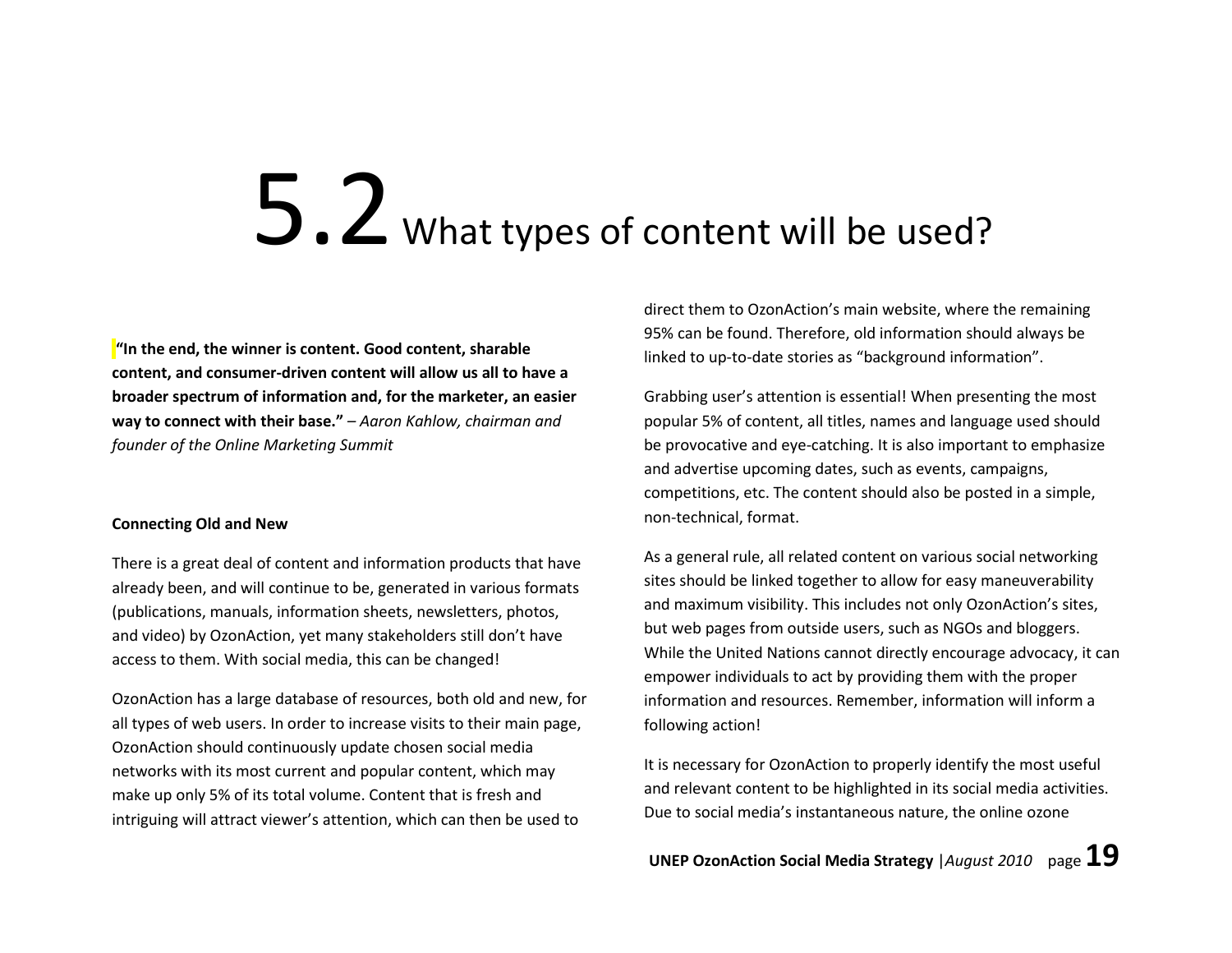# 5.2 What types of content will be used?

**"In the end, the winner is content. Good content, sharable content, and consumer-driven content will allow us all to have a broader spectrum of information and, for the marketer, an easier way to connect with their base."** – *Aaron Kahlow, chairman and founder of the Online Marketing Summit*

**Connecting Old and New**

There is a great deal of content and information products that have already been, and will continue to be, generated in various formats (publications, manuals, information sheets, newsletters, photos, and video) by OzonAction, yet many stakeholders still don't have access to them. With social media, this can be changed!

OzonAction has a large database of resources, both old and new, for all types of web users. In order to increase visits to their main page, OzonAction should continuously update chosen social media networks with its most current and popular content, which may make up only 5% of its total volume. Content that is fresh and intriguing will attract viewer's attention, which can then be used to direct them to OzonAction's main website, where the remaining 95% can be found. Therefore, old information should always be linked to up-to-date stories as "background information".

Grabbing user's attention is essential! When presenting the most popular 5% of content, all titles, names and language used should be provocative and eye-catching. It is also important to emphasize and advertise upcoming dates, such as events, campaigns, competitions, etc. The content should also be posted in a simple, non-technical, format.

As a general rule, all related content on various social networking sites should be linked together to allow for easy maneuverability and maximum visibility. This includes not only OzonAction's sites, but web pages from outside users, such as NGOs and bloggers. While the United Nations cannot directly encourage advocacy, it can empower individuals to act by providing them with the proper information and resources. Remember, information will inform a following action!

It is necessary for OzonAction to properly identify the most useful and relevant content to be highlighted in its social media activities. Due to social media's instantaneous nature, the online ozone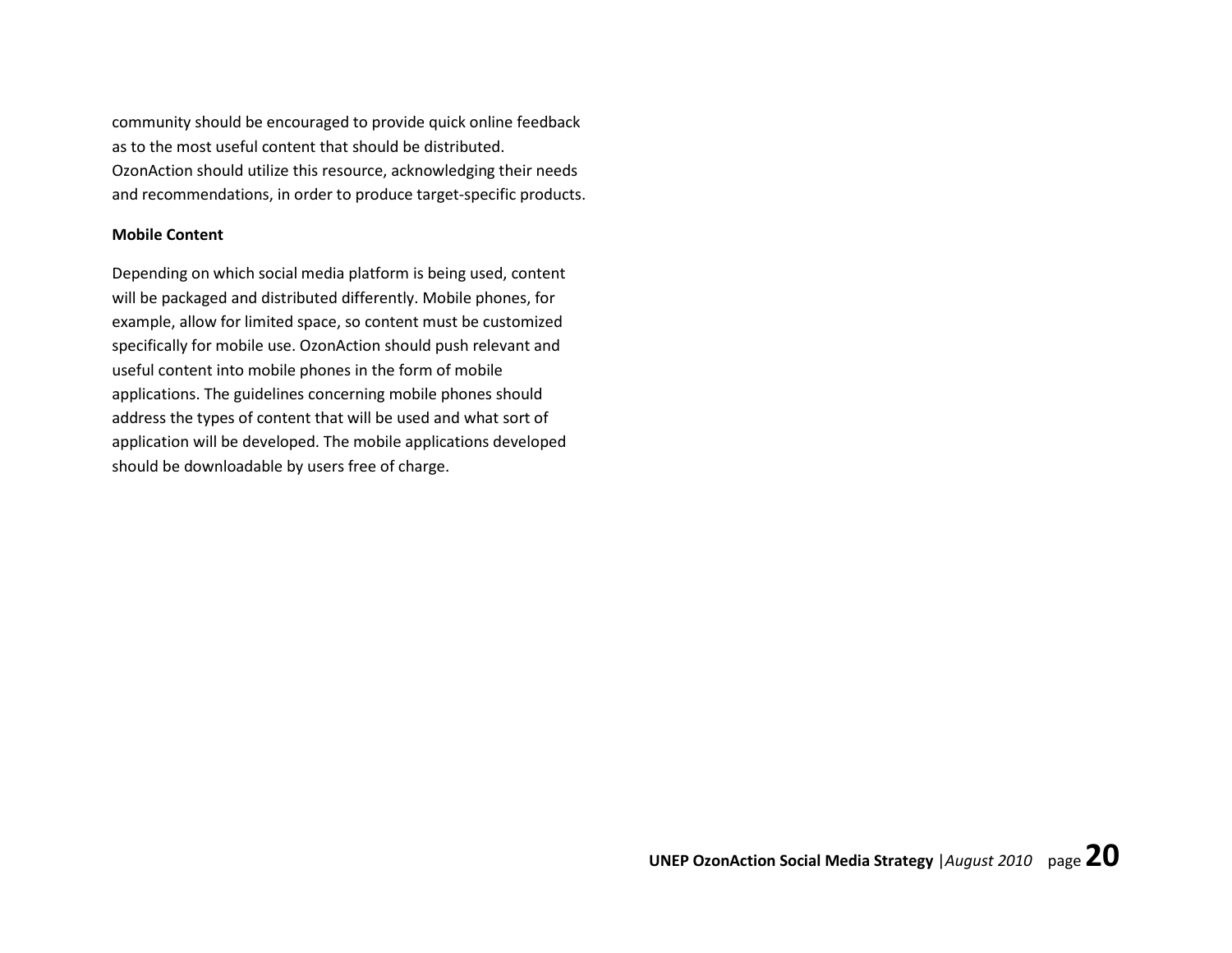community should be encouraged to provide quick online feedback as to the most useful content that should be distributed. OzonAction should utilize this resource, acknowledging their needs and recommendations, in order to produce target-specific products.

**Mobile Content**

Depending on which social media platform is being used, content will be packaged and distributed differently. Mobile phones, for example, allow for limited space, so content must be customized specifically for mobile use. OzonAction should push relevant and useful content into mobile phones in the form of mobile applications. The guidelines concerning mobile phones should address the types of content that will be used and what sort of application will be developed. The mobile applications developed should be downloadable by users free of charge.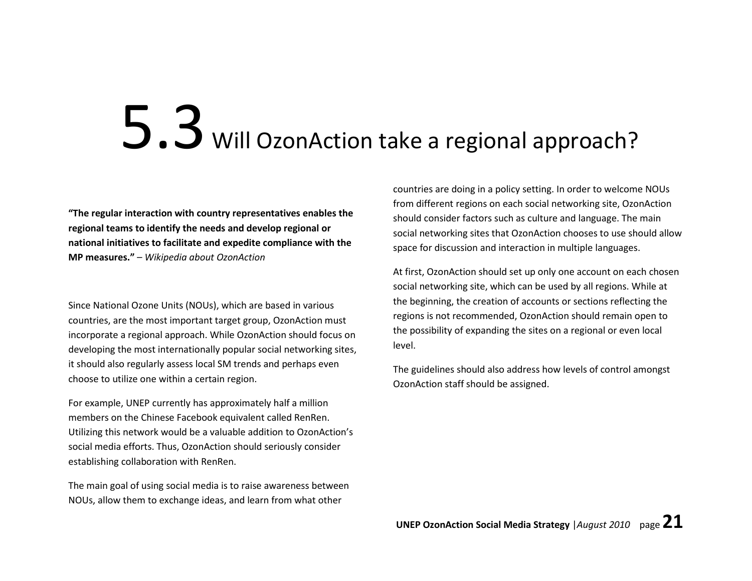# 5.3 Will OzonAction take a regional approach?

**"The regular interaction with country representatives enables the regional teams to identify the needs and develop regional or national initiatives to facilitate and expedite compliance with the MP measures."** – *Wikipedia about OzonAction*

Since National Ozone Units (NOUs), which are based in various countries, are the most important target group, OzonAction must incorporate a regional approach. While OzonAction should focus on developing the most internationally popular social networking sites, it should also regularly assess local SM trends and perhaps even choose to utilize one within a certain region.

For example, UNEP currently has approximately half a million members on the Chinese Facebook equivalent called RenRen. Utilizing this network would be a valuable addition to OzonAction's social media efforts. Thus, OzonAction should seriously consider establishing collaboration with RenRen.

The main goal of using social media is to raise awareness between NOUs, allow them to exchange ideas, and learn from what other countries are doing in a policy setting. In order to welcome NOUs from different regions on each social networking site, OzonAction should consider factors such as culture and language. The main social networking sites that OzonAction chooses to use should allow space for discussion and interaction in multiple languages.

At first, OzonAction should set up only one account on each chosen social networking site, which can be used by all regions. While at the beginning, the creation of accounts or sections reflecting the regions is not recommended, OzonAction should remain open to the possibility of expanding the sites on a regional or even local level.

The guidelines should also address how levels of control amongst OzonAction staff should be assigned.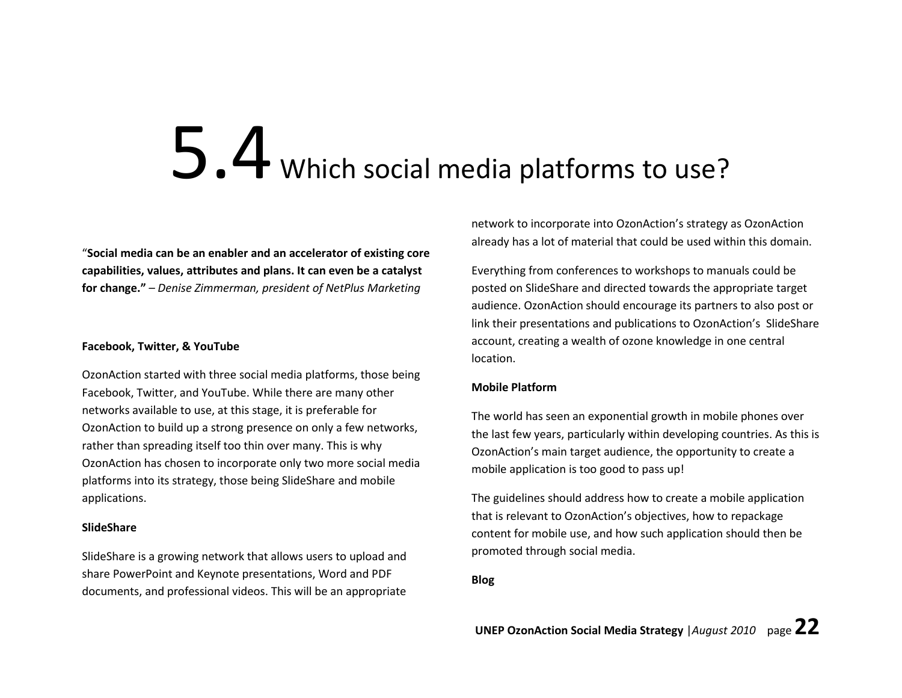# 5.4 Which social media platforms to use?

"**Social media can be an enabler and an accelerator of existing core capabilities, values, attributes and plans. It can even be a catalyst for change.**" – *Denise Zimmerman, president of NetPlus Marketing*

**Facebook, Twitter, & YouTube**

OzonAction started with three social media platforms, those being Facebook, Twitter, and YouTube. While there are many other networks available to use, at this stage, it is preferable for OzonAction to build up a strong presence on only a few networks, rather than spreading itself too thin over many. This is why OzonAction has chosen to incorporate only two more social media platforms into its strategy, those being SlideShare and mobile applications.

**SlideShare**

SlideShare is a growing network that allows users to upload and share PowerPoint and Keynote presentations, Word and PDF documents, and professional videos. This will be an appropriate network to incorporate into OzonAction's strategy as OzonAction already has a lot of material that could be used within this domain.

Everything from conferences to workshops to manuals could be posted on SlideShare and directed towards the appropriate target audience. OzonAction should encourage its partners to also post or link their presentations and publications to OzonAction's SlideShare account, creating a wealth of ozone knowledge in one central location.

**Mobile Platform**

The world has seen an exponential growth in mobile phones over the last few years, particularly within developing countries. As this is OzonAction's main target audience, the opportunity to create a mobile application is too good to pass up!

The guidelines should address how to create a mobile application that is relevant to OzonAction's objectives, how to repackage content for mobile use, and how such application should then be promoted through social media.

**Blog**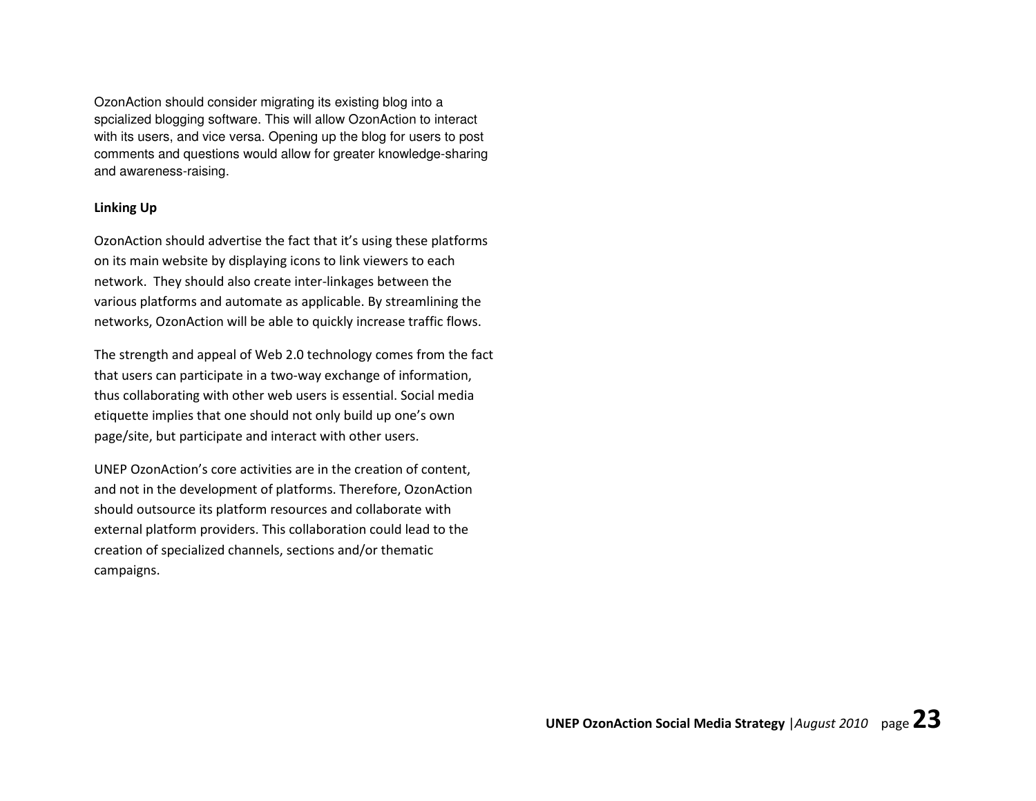OzonAction should consider migrating its existing blog into a spcialized blogging software. This will allow OzonAction to interact with its users, and vice versa. Opening up the blog for users to post comments and questions would allow for greater knowledge-sharing and awareness-raising.

**Linking Up**

OzonAction should advertise the fact that it's using these platforms on its main website by displaying icons to link viewers to each network. They should also create inter-linkages between the various platforms and automate as applicable. By streamlining the networks, OzonAction will be able to quickly increase traffic flows.

The strength and appeal of Web 2.0 technology comes from the fact that users can participate in a two-way exchange of information, thus collaborating with other web users is essential. Social media etiquette implies that one should not only build up one's own page/site, but participate and interact with other users.

UNEP OzonAction's core activities are in the creation of content, and not in the development of platforms. Therefore, OzonAction should outsource its platform resources and collaborate with external platform providers. This collaboration could lead to the creation of specialized channels, sections and/or thematic campaigns.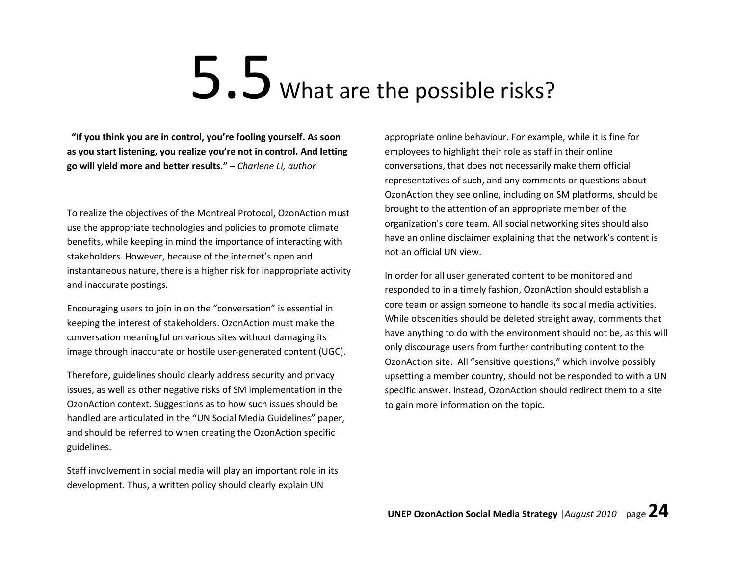# 5.5 What are the possible risks?

**"If you think you are in control, you're fooling yourself. As soon as you start listening, you realize you're not in control. And letting go will yield more and better results."** – *Charlene Li, author*

To realize the objectives of the Montreal Protocol, OzonAction must use the appropriate technologies and policies to promote climate benefits, while keeping in mind the importance of interacting with stakeholders. However, because of the internet's open and instantaneous nature, there is a higher risk for inappropriate activity and inaccurate postings.

Encouraging users to join in on the "conversation" is essential in keeping the interest of stakeholders. OzonAction must make the conversation meaningful on various sites without damaging its image through inaccurate or hostile user-generated content (UGC).

Therefore, guidelines should clearly address security and privacy issues, as well as other negative risks of SM implementation in the OzonAction context. Suggestions as to how such issues should be handled are articulated in the "UN Social Media Guidelines" paper, and should be referred to when creating the OzonAction specific guidelines.

Staff involvement in social media will play an important role in its development. Thus, a written policy should clearly explain UN appropriate online behaviour. For example, while it is fine for employees to highlight their role as staff in their online conversations, that does not necessarily make them official representatives of such, and any comments or questions about OzonAction they see online, including on SM platforms, should be brought to the attention of an appropriate member of the organization's core team. All social networking sites should also have an online disclaimer explaining that the network's content is not an official UN view.

In order for all user generated content to be monitored and responded to in a timely fashion, OzonAction should establish a core team or assign someone to handle its social media activities. While obscenities should be deleted straight away, comments that have anything to do with the environment should not be, as this will only discourage users from further contributing content to the OzonAction site. All "sensitive questions," which involve possibly upsetting a member country, should not be responded to with a UN specific answer. Instead, OzonAction should redirect them to a site to gain more information on the topic.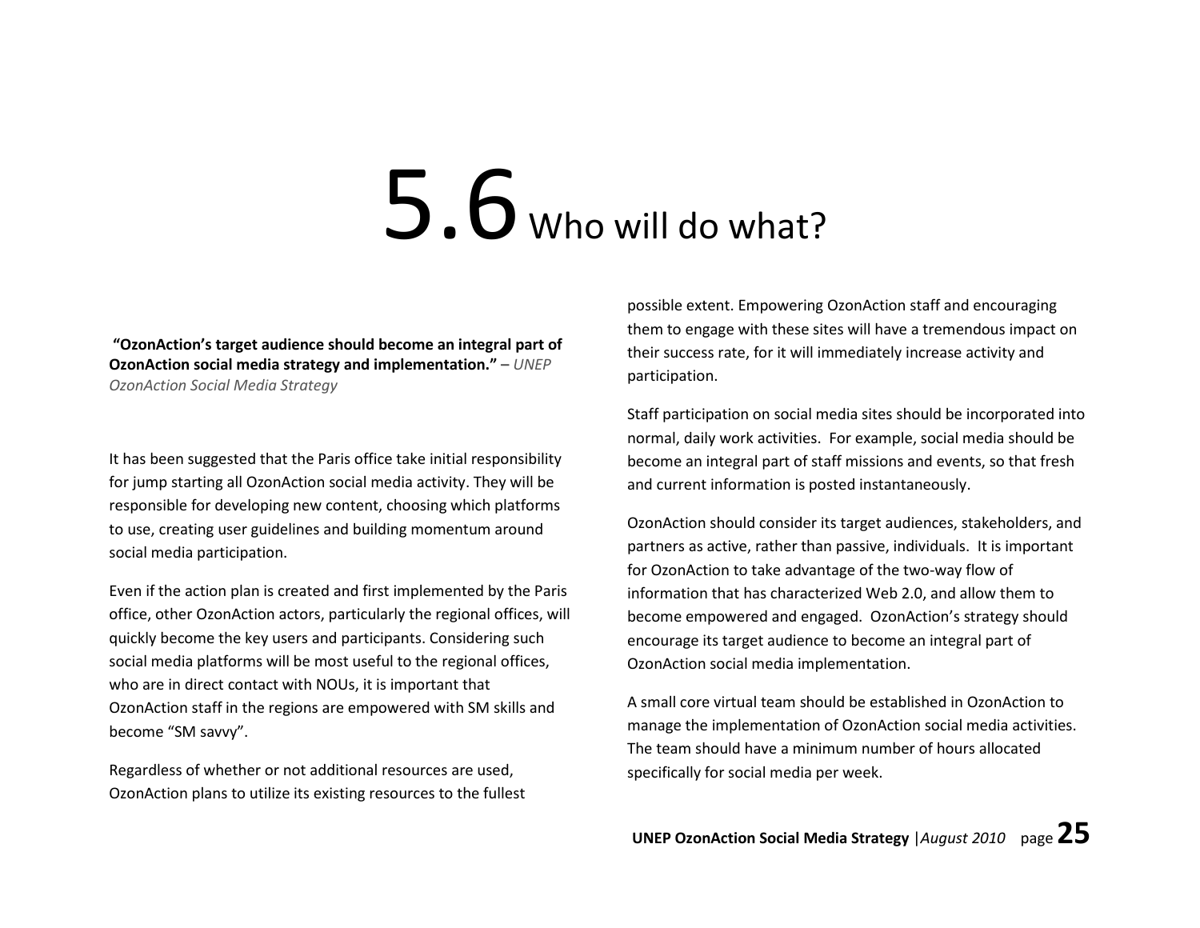# 5.6 Who will do what?

**"OzonAction's target audience should become an integral part of OzonAction social media strategy and implementation."** – *UNEP OzonAction Social Media Strategy*

It has been suggested that the Paris office take initial responsibility for jump starting all OzonAction social media activity. They will be responsible for developing new content, choosing which platforms to use, creating user guidelines and building momentum around social media participation.

Even if the action plan is created and first implemented by the Paris office, other OzonAction actors, particularly the regional offices, will quickly become the key users and participants. Considering such social media platforms will be most useful to the regional offices, who are in direct contact with NOUs, it is important that OzonAction staff in the regions are empowered with SM skills and become "SM savvy".

Regardless of whether or not additional resources are used, OzonAction plans to utilize its existing resources to the fullest possible extent. Empowering OzonAction staff and encouraging them to engage with these sites will have a tremendous impact on their success rate, for it will immediately increase activity and participation.

Staff participation on social media sites should be incorporated into normal, daily work activities. For example, social media should be become an integral part of staff missions and events, so that fresh and current information is posted instantaneously.

OzonAction should consider its target audiences, stakeholders, and partners as active, rather than passive, individuals. It is important for OzonAction to take advantage of the two-way flow of information that has characterized Web 2.0, and allow them to become empowered and engaged. OzonAction's strategy should encourage its target audience to become an integral part of OzonAction social media implementation.

A small core virtual team should be established in OzonAction to manage the implementation of OzonAction social media activities. The team should have a minimum number of hours allocated specifically for social media per week.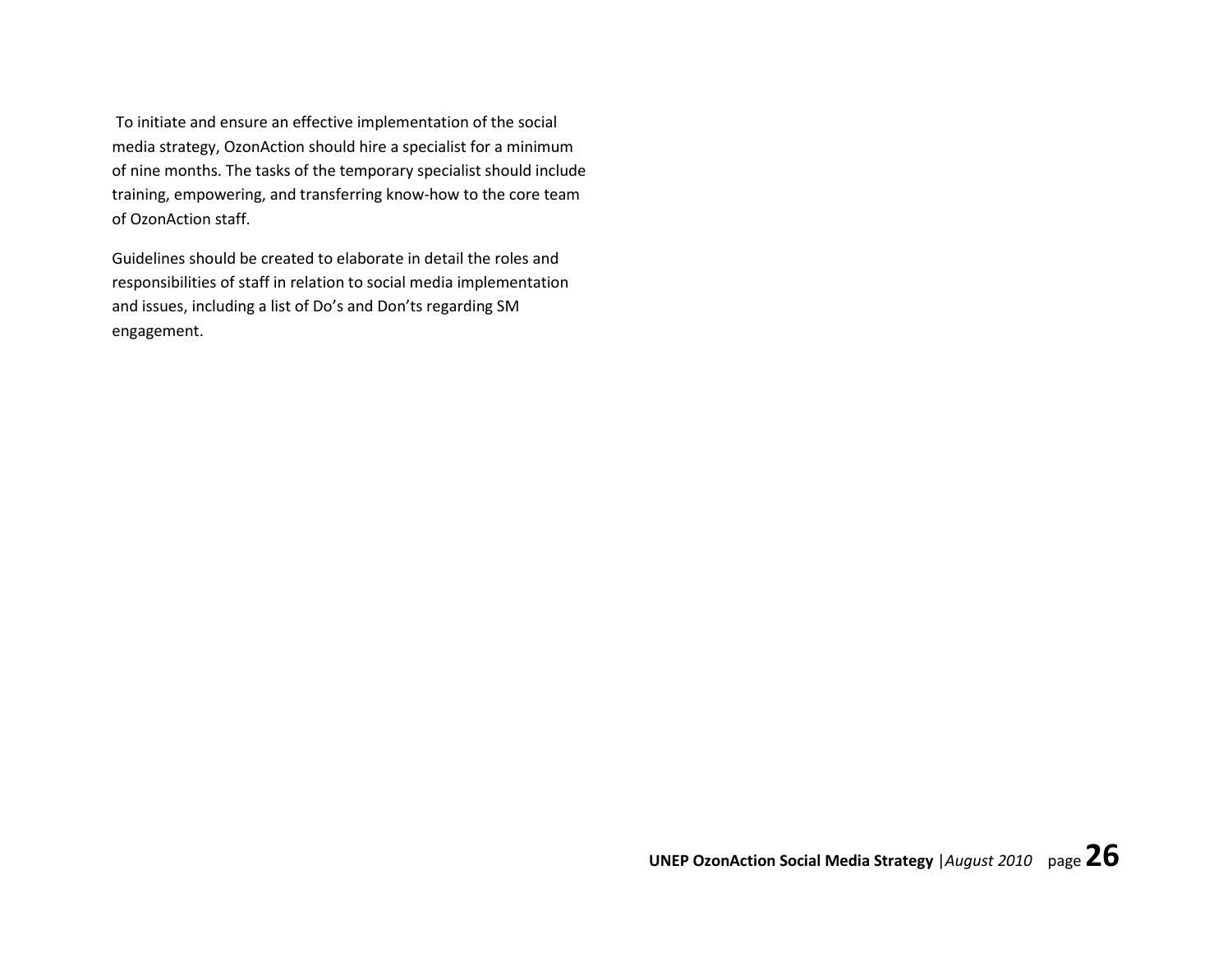To initiate and ensure an effective implementation of the social media strategy, OzonAction should hire a specialist for a minimum of nine months. The tasks of the temporary specialist should include training, empowering, and transferring know-how to the core team of OzonAction staff.

Guidelines should be created to elaborate in detail the roles and responsibilities of staff in relation to social media implementation and issues, including a list of Do's and Don'ts regarding SM engagement.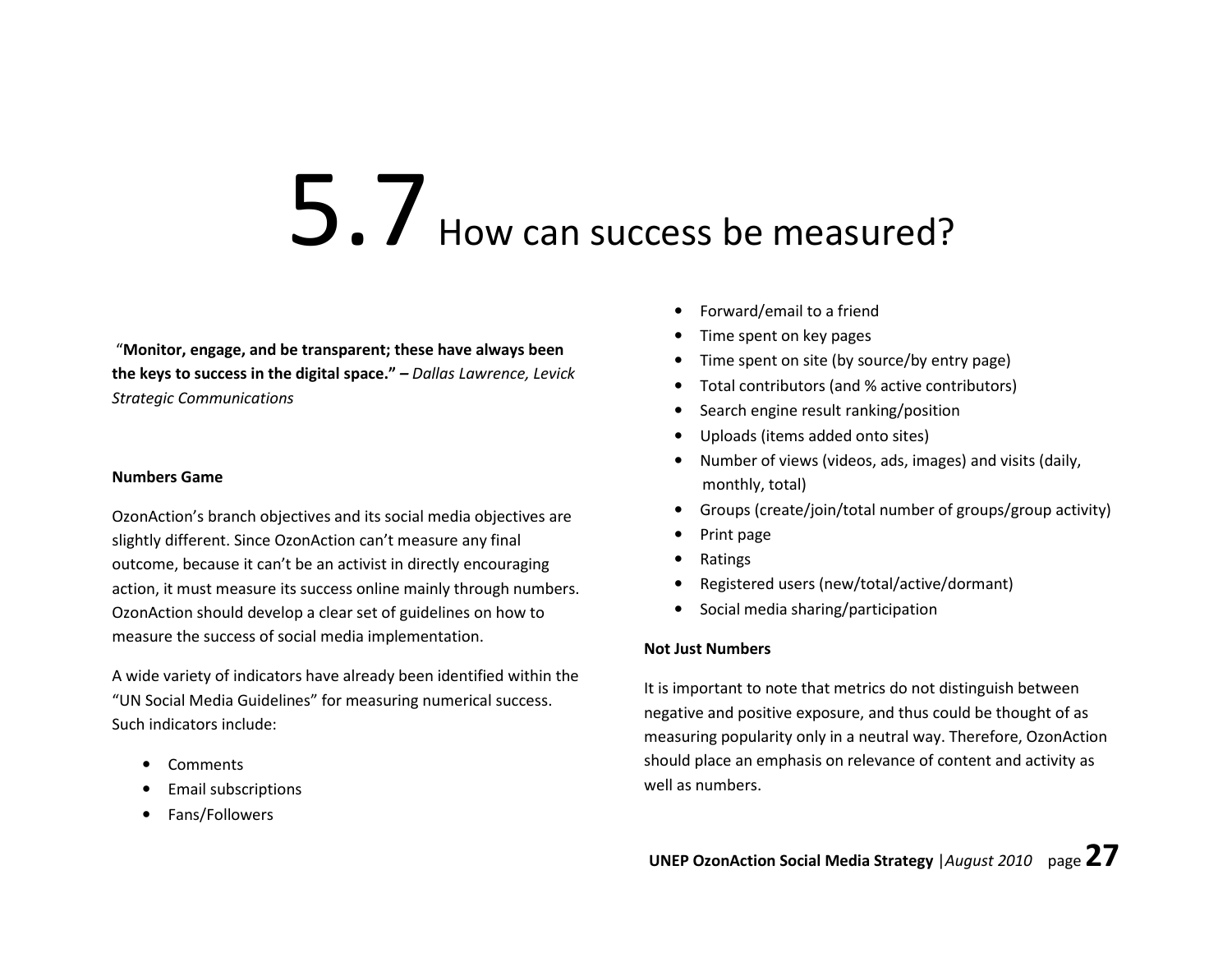# 5.7 How can success be measured?

"**Monitor, engage, and be transparent; these have always been the keys to success in the digital space." –** *Dallas Lawrence, Levick Strategic Communications*

**Numbers Game**

OzonAction's branch objectives and its social media objectives are slightly different. Since OzonAction can't measure any final outcome, because it can't be an activist in directly encouraging action, it must measure its success online mainly through numbers. OzonAction should develop a clear set of guidelines on how to measure the success of social media implementation.

A wide variety of indicators have already been identified within the "UN Social Media Guidelines" for measuring numerical success. Such indicators include:

- Comments
- Email subscriptions
- Fans/Followers
- Forward/email to a friend
- Time spent on key pages
- Time spent on site (by source/by entry page)
- Total contributors (and % active contributors)
- Search engine result ranking/position
- Uploads (items added onto sites)
- Number of views (videos, ads, images) and visits (daily, monthly, total)
- Groups (create/join/total number of groups/group activity)
- Print page
- Ratings
- Registered users (new/total/active/dormant)
- Social media sharing/participation

**Not Just Numbers**

It is important to note that metrics do not distinguish between negative and positive exposure, and thus could be thought of as measuring popularity only in a neutral way. Therefore, OzonAction should place an emphasis on relevance of content and activity as well as numbers.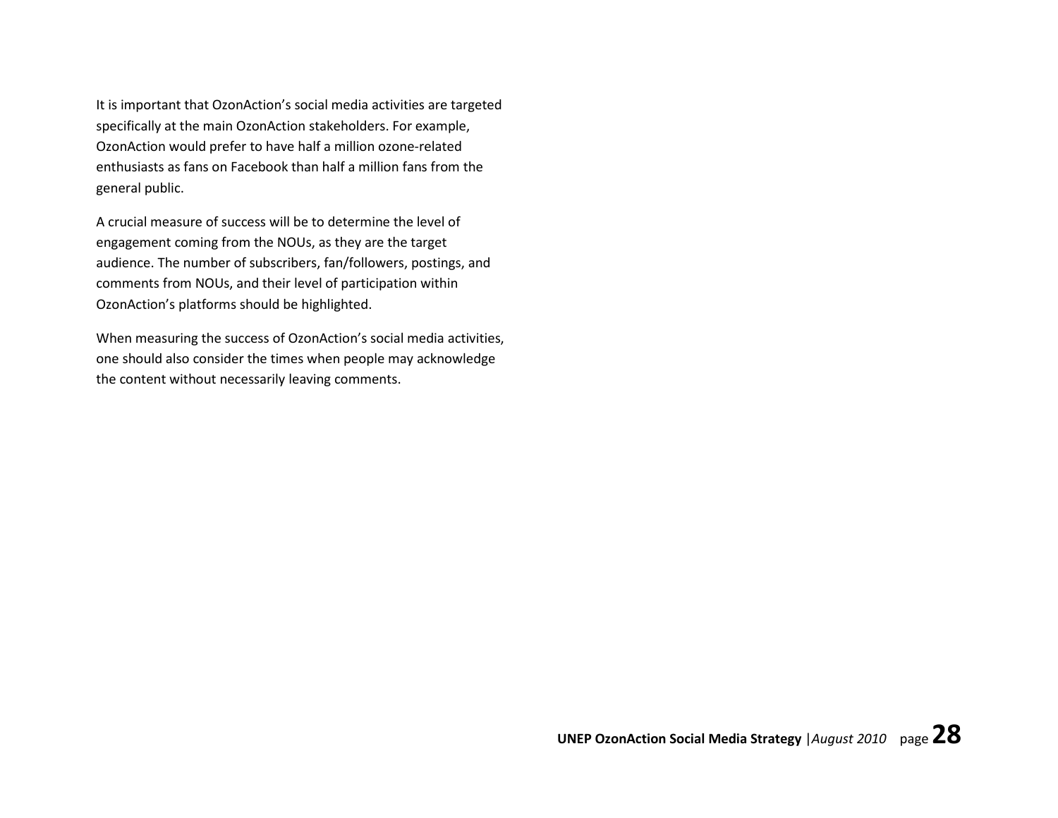It is important that OzonAction's social media activities are targeted specifically at the main OzonAction stakeholders. For example, OzonAction would prefer to have half a million ozone-related enthusiasts as fans on Facebook than half a million fans from the general public.

A crucial measure of success will be to determine the level of engagement coming from the NOUs, as they are the target audience. The number of subscribers, fan/followers, postings, and comments from NOUs, and their level of participation within OzonAction's platforms should be highlighted.

When measuring the success of OzonAction's social media activities, one should also consider the times when people may acknowledge the content without necessarily leaving comments.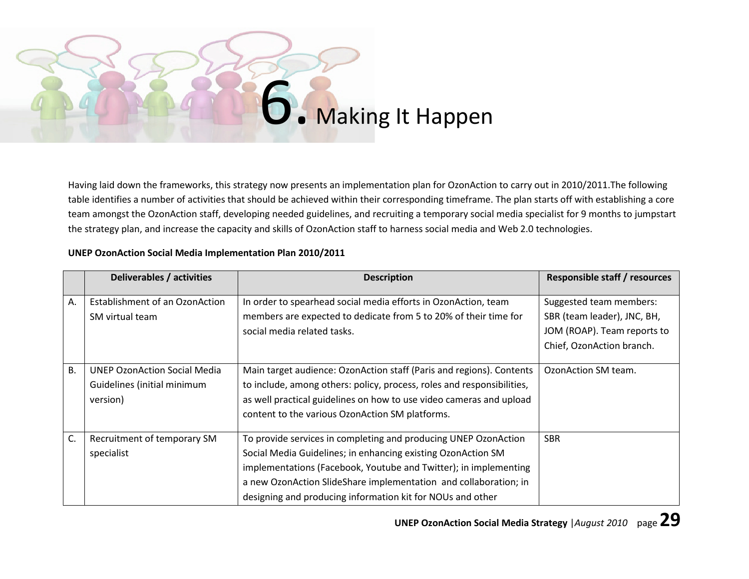# 6. Making It Happen

Having laid down the frameworks, this strategy now presents an implementation plan for OzonAction to carry out in 2010/2011.The following table identifies a number of activities that should be achieved within their corresponding timeframe. The plan starts off with establishing a core team amongst the OzonAction staff, developing needed guidelines, and recruiting a temporary social media specialist for 9 months to jumpstart the strategy plan, and increase the capacity and skills of OzonAction staff to harness social media and Web 2.0 technologies.

**UNEP OzonAction Social Media Implementation Plan 2010/2011**

| | Deliverables / activities | Description | Responsible staff / resources |
|---|---|---|---|
| A. | Establishment of an OzonAction SM virtual team | In order to spearhead social media efforts in OzonAction, team members are expected to dedicate from 5 to 20% of their time for social media related tasks. | Suggested team members: SBR (team leader), JNC, BH, JOM (ROAP). Team reports to Chief, OzonAction branch. |
| B. | UNEP OzonAction Social Media Guidelines (initial minimum version) | Main target audience: OzonAction staff (Paris and regions). Contents to include, among others: policy, process, roles and responsibilities, as well practical guidelines on how to use video cameras and upload content to the various OzonAction SM platforms. | OzonAction SM team. |
| C. | Recruitment of temporary SM specialist | To provide services in completing and producing UNEP OzonAction Social Media Guidelines; in enhancing existing OzonAction SM implementations (Facebook, Youtube and Twitter); in implementing a new OzonAction SlideShare implementation and collaboration; in designing and producing information kit for NOUs and other | SBR |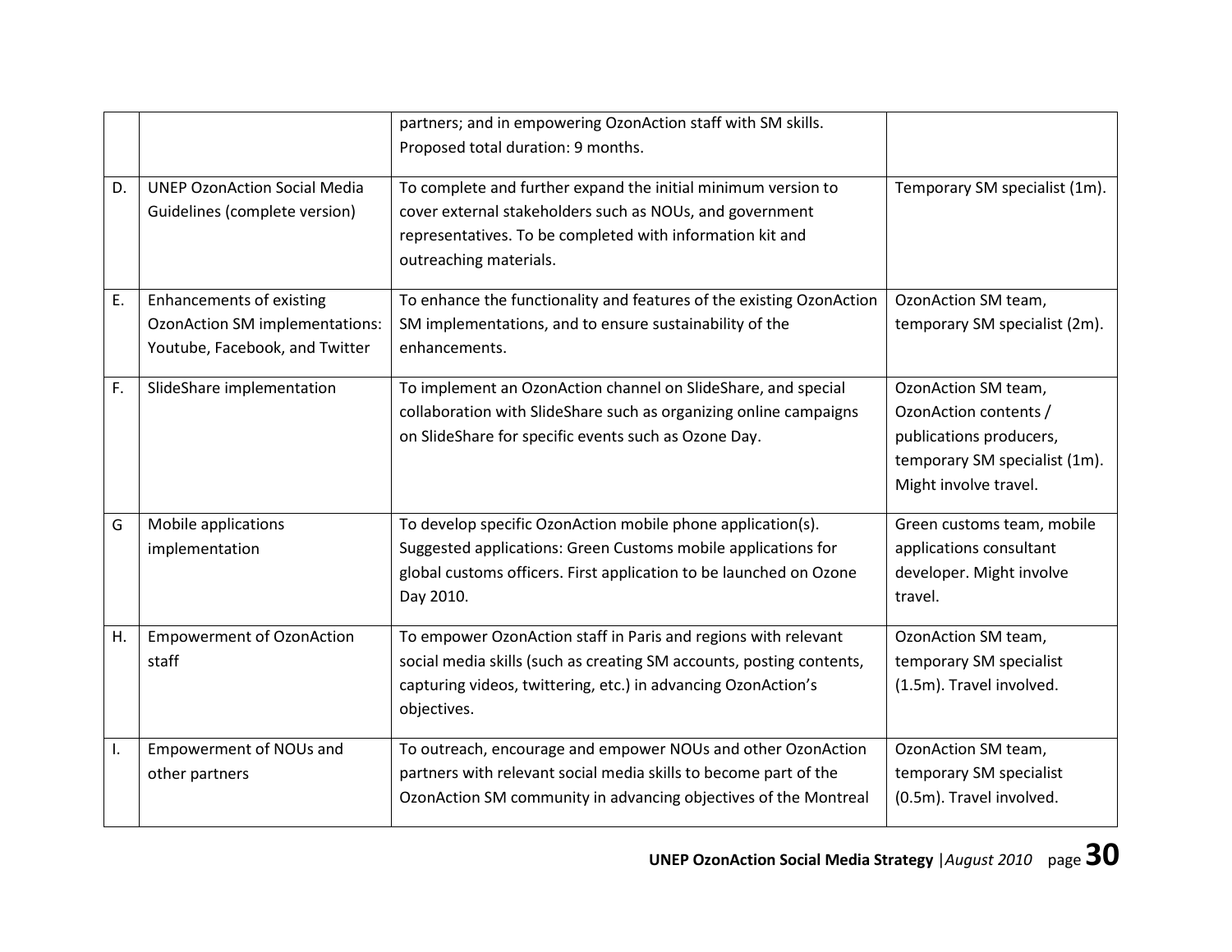| | | | |
|---|---|---|---|
| | | partners; and in empowering OzonAction staff with SM skills. Proposed total duration: 9 months. | |
| D. | UNEP OzonAction Social Media Guidelines (complete version) | To complete and further expand the initial minimum version to cover external stakeholders such as NOUs, and government representatives. To be completed with information kit and outreaching materials. | Temporary SM specialist (1m). |
| E. | Enhancements of existing OzonAction SM implementations: Youtube, Facebook, and Twitter | To enhance the functionality and features of the existing OzonAction SM implementations, and to ensure sustainability of the enhancements. | OzonAction SM team, temporary SM specialist (2m). |
| F. | SlideShare implementation | To implement an OzonAction channel on SlideShare, and special collaboration with SlideShare such as organizing online campaigns on SlideShare for specific events such as Ozone Day. | OzonAction SM team, OzonAction contents / publications producers, temporary SM specialist (1m). Might involve travel. |
| G | Mobile applications implementation | To develop specific OzonAction mobile phone application(s). Suggested applications: Green Customs mobile applications for global customs officers. First application to be launched on Ozone Day 2010. | Green customs team, mobile applications consultant developer. Might involve travel. |
| H. | Empowerment of OzonAction staff | To empower OzonAction staff in Paris and regions with relevant social media skills (such as creating SM accounts, posting contents, capturing videos, twittering, etc.) in advancing OzonAction's objectives. | OzonAction SM team, temporary SM specialist (1.5m). Travel involved. |
| I. | Empowerment of NOUs and other partners | To outreach, encourage and empower NOUs and other OzonAction partners with relevant social media skills to become part of the OzonAction SM community in advancing objectives of the Montreal | OzonAction SM team, temporary SM specialist (0.5m). Travel involved. |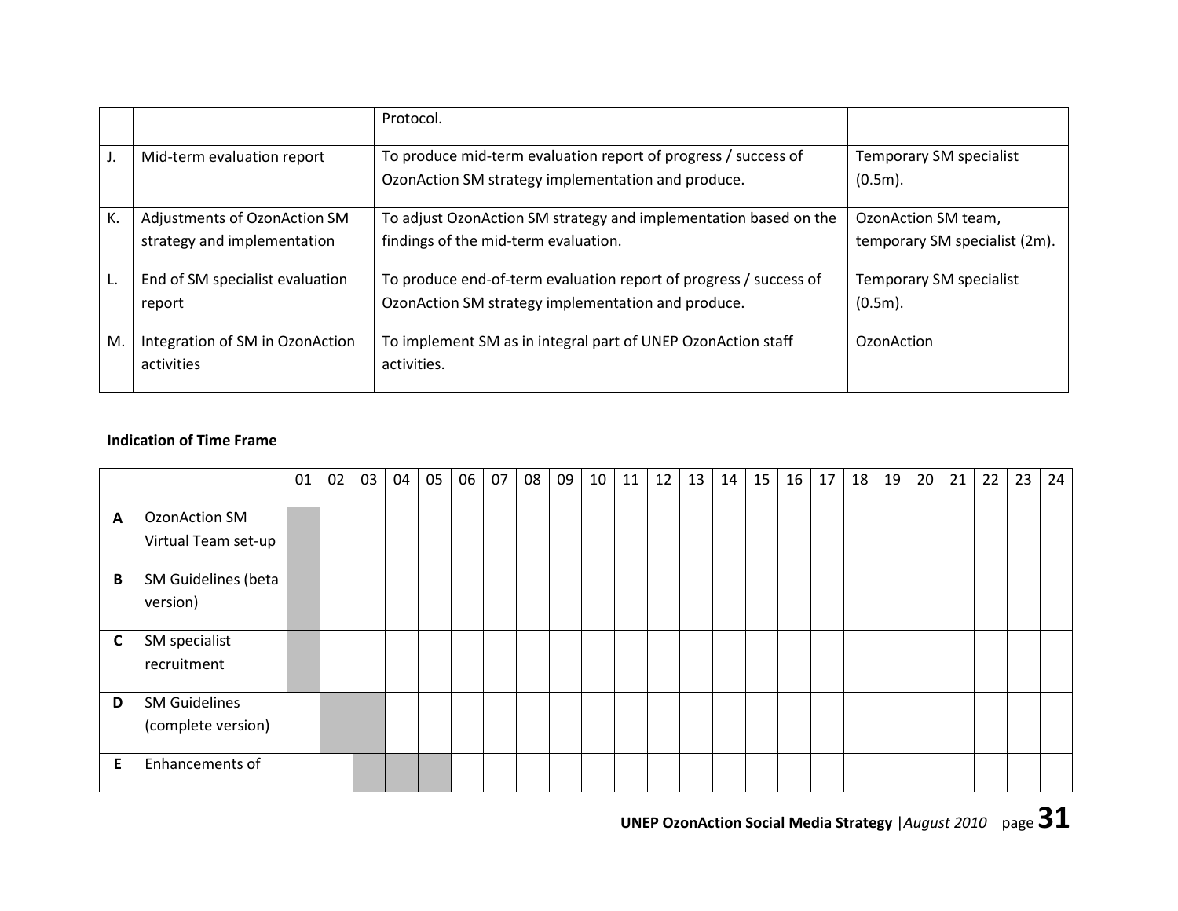| | | | |
|---|---|---|---|
| | | Protocol. | |
| J. | Mid-term evaluation report | To produce mid-term evaluation report of progress / success of OzonAction SM strategy implementation and produce. | Temporary SM specialist (0.5m). |
| K. | Adjustments of OzonAction SM strategy and implementation | To adjust OzonAction SM strategy and implementation based on the findings of the mid-term evaluation. | OzonAction SM team, temporary SM specialist (2m). |
| L. | End of SM specialist evaluation report | To produce end-of-term evaluation report of progress / success of OzonAction SM strategy implementation and produce. | Temporary SM specialist (0.5m). |
| M. | Integration of SM in OzonAction activities | To implement SM as in integral part of UNEP OzonAction staff activities. | OzonAction |

**Indication of Time Frame**

| | | 01 | 02 | 03 | 04 | 05 | 06 | 07 | 08 | 09 | 10 | 11 | 12 | 13 | 14 | 15 | 16 | 17 | 18 | 19 | 20 | 21 | 22 | 23 | 24 |
|---|---|---|---|---|---|---|---|---|---|---|---|---|---|---|---|---|---|---|---|---|---|---|---|---|---|
| **A** | OzonAction SM Virtual Team set-up | ■ | | | | | | | | | | | | | | | | | | | | | | | |
| **B** | SM Guidelines (beta version) | ■ | | | | | | | | | | | | | | | | | | | | | | | |
| **C** | SM specialist recruitment | ■ | | | | | | | | | | | | | | | | | | | | | | | |
| **D** | SM Guidelines (complete version) | | ■ | ■ | | | | | | | | | | | | | | | | | | | | | |
| **E** | Enhancements of | | | ■ | ■ | ■ | | | | | | | | | | | | | | | | | | | |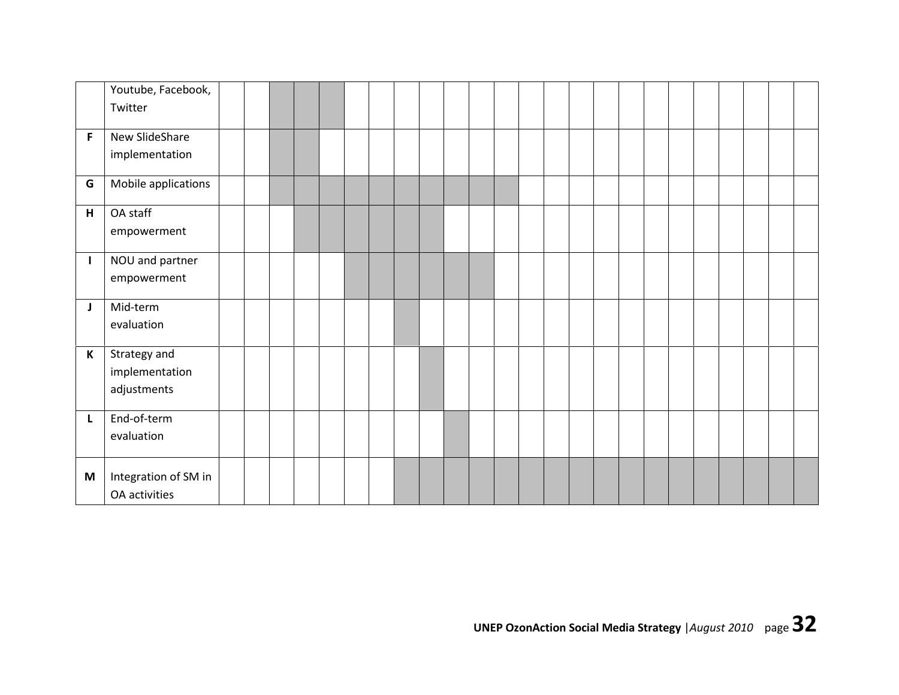| | | | | | | | | | | | | | | | | | | | | | | | | | |
|---|---|---|---|---|---|---|---|---|---|---|---|---|---|---|---|---|---|---|---|---|---|---|---|---|---|
| | Youtube, Facebook, Twitter | | | | | | | | | | | | | | | | | | | | | | | | |
| **F** | New SlideShare implementation | | | | | | | | | | | | | | | | | | | | | | | | |
| **G** | Mobile applications | | | | | | | | | | | | | | | | | | | | | | | | |
| **H** | OA staff empowerment | | | | | | | | | | | | | | | | | | | | | | | | |
| **I** | NOU and partner empowerment | | | | | | | | | | | | | | | | | | | | | | | | |
| **J** | Mid-term evaluation | | | | | | | | | | | | | | | | | | | | | | | | |
| **K** | Strategy and implementation adjustments | | | | | | | | | | | | | | | | | | | | | | | | |
| **L** | End-of-term evaluation | | | | | | | | | | | | | | | | | | | | | | | | |
| **M** | Integration of SM in OA activities | | | | | | | | | | | | | | | | | | | | | | | | |